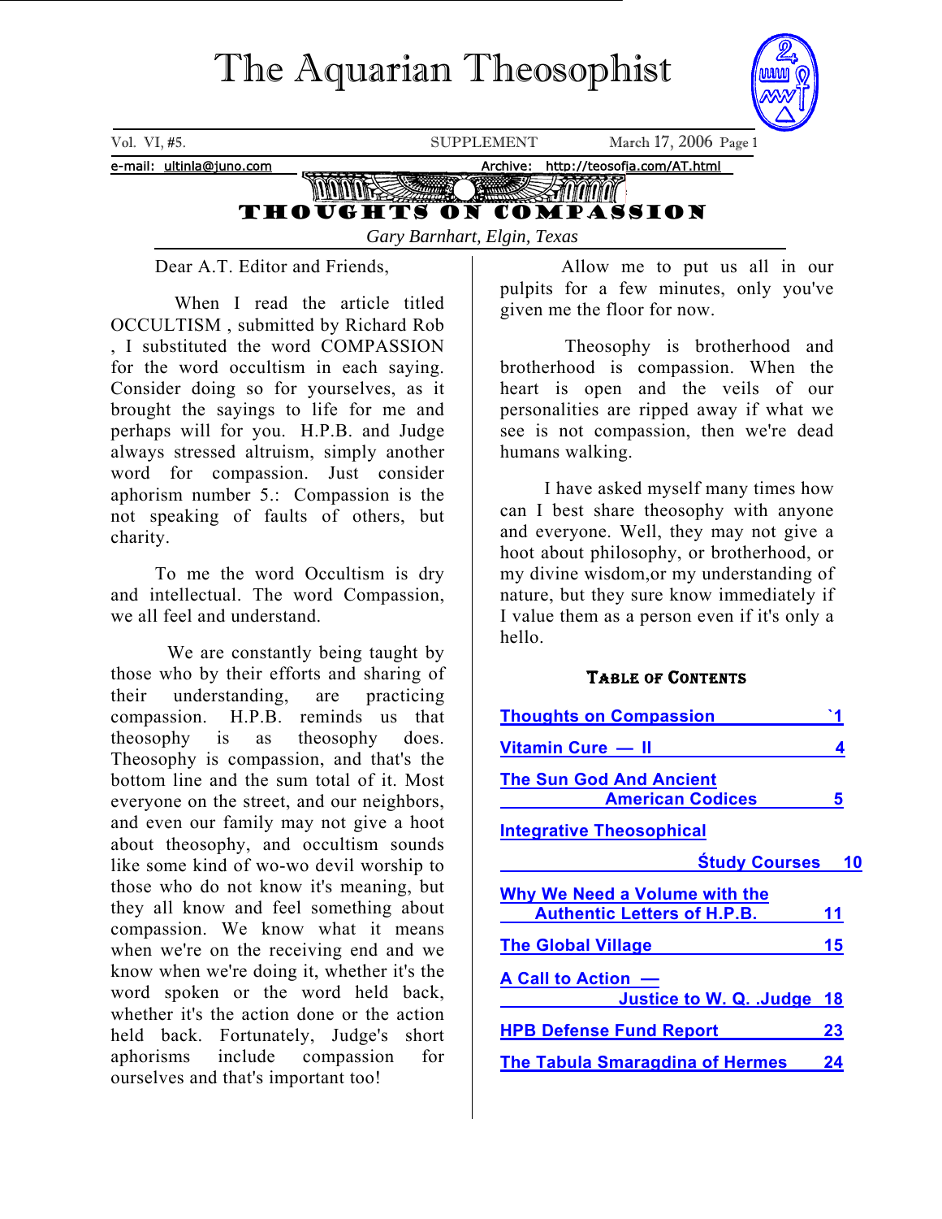# The Aquarian Theosophist

Vol. VI, #5. SUPPLEMENT March 17, 2006

e-mail: ultinla@juno.com Archive: http://teosofia.com/AT.html

## THOUGHTS ON COMPASSION

*Gary Barnhart, Elgin, Texas*

Dear A.T. Editor and Friends,

When I read the article titled OCCULTISM , submitted by Richard Rob , I substituted the word COMPASSION for the word occultism in each saying. Consider doing so for yourselves, as it brought the sayings to life for me and perhaps will for you. H.P.B. and Judge always stressed altruism, simply another word for compassion. Just consider aphorism number 5.: Compassion is the not speaking of faults of others, but charity.

To me the word Occultism is dry and intellectual. The word Compassion, we all feel and understand.

We are constantly being taught by those who by their efforts and sharing of their understanding, are practicing compassion. H.P.B. reminds us that theosophy is as theosophy does. Theosophy is compassion, and that's the bottom line and the sum total of it. Most everyone on the street, and our neighbors, and even our family may not give a hoot about theosophy, and occultism sounds like some kind of wo-wo devil worship to those who do not know it's meaning, but they all know and feel something about compassion. We know what it means when we're on the receiving end and we know when we're doing it, whether it's the word spoken or the word held back, whether it's the action done or the action held back. Fortunately, Judge's short aphorisms include compassion for ourselves and that's important too!

Allow me to put us all in our pulpits for a few minutes, only you've given me the floor for now.

Theosophy is brotherhood and brotherhood is compassion. When the heart is open and the veils of our personalities are ripped away if what we see is not compassion, then we're dead humans walking.

I have asked myself many times how can I best share theosophy with anyone and everyone. Well, they may not give a hoot about philosophy, or brotherhood, or my divine wisdom,or my understanding of nature, but they sure know immediately if I value them as a person even if it's only a hello.

### Table of Contents

| | |
|---|---|
| Thoughts on Compassion | `1 |
| Vitamin Cure — II | 4 |
| The Sun God And Ancient American Codices | 5 |
| Integrative Theosophical Śtudy Courses | 10 |
| Why We Need a Volume with the Authentic Letters of H.P.B. | 11 |
| The Global Village | 15 |
| A Call to Action — Justice to W. Q. .Judge | 18 |
| HPB Defense Fund Report | 23 |
| The Tabula Smaragdina of Hermes | 24 |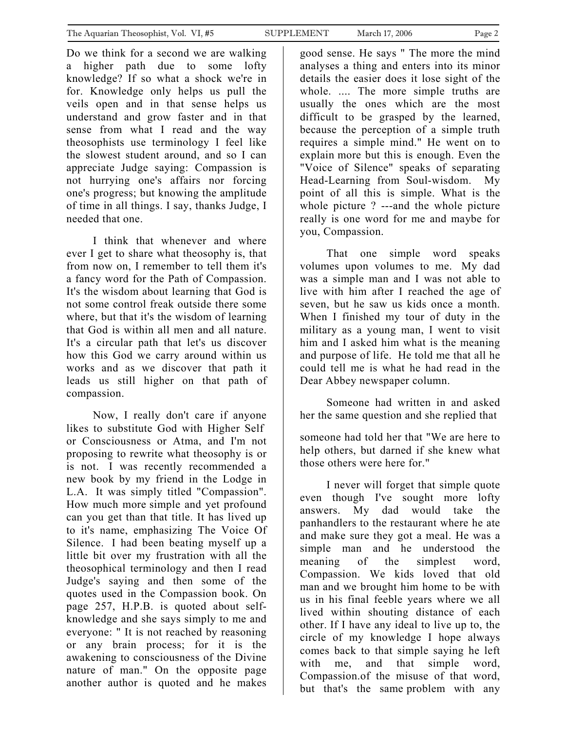Do we think for a second we are walking a higher path due to some lofty knowledge? If so what a shock we're in for. Knowledge only helps us pull the veils open and in that sense helps us understand and grow faster and in that sense from what I read and the way theosophists use terminology I feel like the slowest student around, and so I can appreciate Judge saying: Compassion is not hurrying one's affairs nor forcing one's progress; but knowing the amplitude of time in all things. I say, thanks Judge, I needed that one.

I think that whenever and where ever I get to share what theosophy is, that from now on, I remember to tell them it's a fancy word for the Path of Compassion. It's the wisdom about learning that God is not some control freak outside there some where, but that it's the wisdom of learning that God is within all men and all nature. It's a circular path that let's us discover how this God we carry around within us works and as we discover that path it leads us still higher on that path of compassion.

Now, I really don't care if anyone likes to substitute God with Higher Self or Consciousness or Atma, and I'm not proposing to rewrite what theosophy is or is not. I was recently recommended a new book by my friend in the Lodge in L.A. It was simply titled "Compassion". How much more simple and yet profound can you get than that title. It has lived up to it's name, emphasizing The Voice Of Silence. I had been beating myself up a little bit over my frustration with all the theosophical terminology and then I read Judge's saying and then some of the quotes used in the Compassion book. On page 257, H.P.B. is quoted about self-knowledge and she says simply to me and everyone: " It is not reached by reasoning or any brain process; for it is the awakening to consciousness of the Divine nature of man." On the opposite page another author is quoted and he makes good sense. He says " The more the mind analyses a thing and enters into its minor details the easier does it lose sight of the whole. .... The more simple truths are usually the ones which are the most difficult to be grasped by the learned, because the perception of a simple truth requires a simple mind." He went on to explain more but this is enough. Even the "Voice of Silence" speaks of separating Head-Learning from Soul-wisdom. My point of all this is simple. What is the whole picture ? ---and the whole picture really is one word for me and maybe for you, Compassion.

That one simple word speaks volumes upon volumes to me. My dad was a simple man and I was not able to live with him after I reached the age of seven, but he saw us kids once a month. When I finished my tour of duty in the military as a young man, I went to visit him and I asked him what is the meaning and purpose of life. He told me that all he could tell me is what he had read in the Dear Abbey newspaper column.

Someone had written in and asked her the same question and she replied that someone had told her that "We are here to help others, but darned if she knew what those others were here for."

I never will forget that simple quote even though I've sought more lofty answers. My dad would take the panhandlers to the restaurant where he ate and make sure they got a meal. He was a simple man and he understood the meaning of the simplest word, Compassion. We kids loved that old man and we brought him home to be with us in his final feeble years where we all lived within shouting distance of each other. If I have any ideal to live up to, the circle of my knowledge I hope always comes back to that simple saying he left with me, and that simple word, Compassion.of the misuse of that word, but that's the same problem with any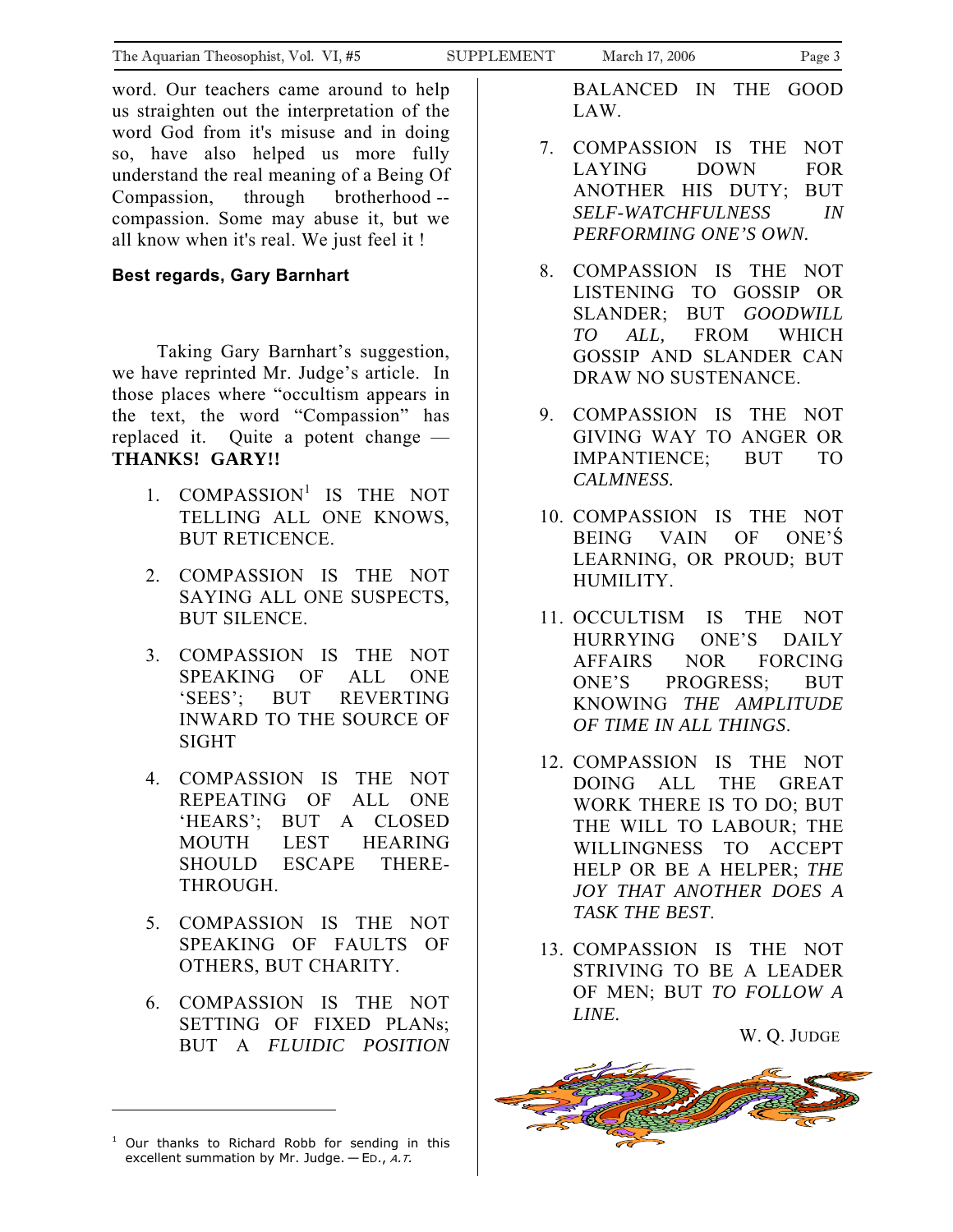word. Our teachers came around to help us straighten out the interpretation of the word God from it's misuse and in doing so, have also helped us more fully understand the real meaning of a Being Of Compassion, through brotherhood -- compassion. Some may abuse it, but we all know when it's real. We just feel it !

**Best regards, Gary Barnhart**

Taking Gary Barnhart's suggestion, we have reprinted Mr. Judge's article. In those places where "occultism appears in the text, the word "Compassion" has replaced it. Quite a potent change — **THANKS! GARY!!**

1. COMPASSION[1] IS THE NOT TELLING ALL ONE KNOWS, BUT RETICENCE.

2. COMPASSION IS THE NOT SAYING ALL ONE SUSPECTS, BUT SILENCE.

3. COMPASSION IS THE NOT SPEAKING OF ALL ONE 'SEES'; BUT REVERTING INWARD TO THE SOURCE OF SIGHT

4. COMPASSION IS THE NOT REPEATING OF ALL ONE 'HEARS'; BUT A CLOSED MOUTH LEST HEARING SHOULD ESCAPE THERE-THROUGH.

5. COMPASSION IS THE NOT SPEAKING OF FAULTS OF OTHERS, BUT CHARITY.

6. COMPASSION IS THE NOT SETTING OF FIXED PLANs; BUT A *FLUIDIC POSITION* BALANCED IN THE GOOD LAW.

7. COMPASSION IS THE NOT LAYING DOWN FOR ANOTHER HIS DUTY; BUT *SELF-WATCHFULNESS IN PERFORMING ONE'S OWN.*

8. COMPASSION IS THE NOT LISTENING TO GOSSIP OR SLANDER; BUT *GOODWILL TO ALL,* FROM WHICH GOSSIP AND SLANDER CAN DRAW NO SUSTENANCE.

9. COMPASSION IS THE NOT GIVING WAY TO ANGER OR IMPANTIENCE; BUT TO *CALMNESS.*

10. COMPASSION IS THE NOT BEING VAIN OF ONE'Ś LEARNING, OR PROUD; BUT HUMILITY.

11. OCCULTISM IS THE NOT HURRYING ONE'S DAILY AFFAIRS NOR FORCING ONE'S PROGRESS; BUT KNOWING *THE AMPLITUDE OF TIME IN ALL THINGS*.

12. COMPASSION IS THE NOT DOING ALL THE GREAT WORK THERE IS TO DO; BUT THE WILL TO LABOUR; THE WILLINGNESS TO ACCEPT HELP OR BE A HELPER; *THE JOY THAT ANOTHER DOES A TASK THE BEST*.

13. COMPASSION IS THE NOT STRIVING TO BE A LEADER OF MEN; BUT *TO FOLLOW A LINE.*

W. Q. JUDGE

[1] Our thanks to Richard Robb for sending in this excellent summation by Mr. Judge. — ED., *A.T.*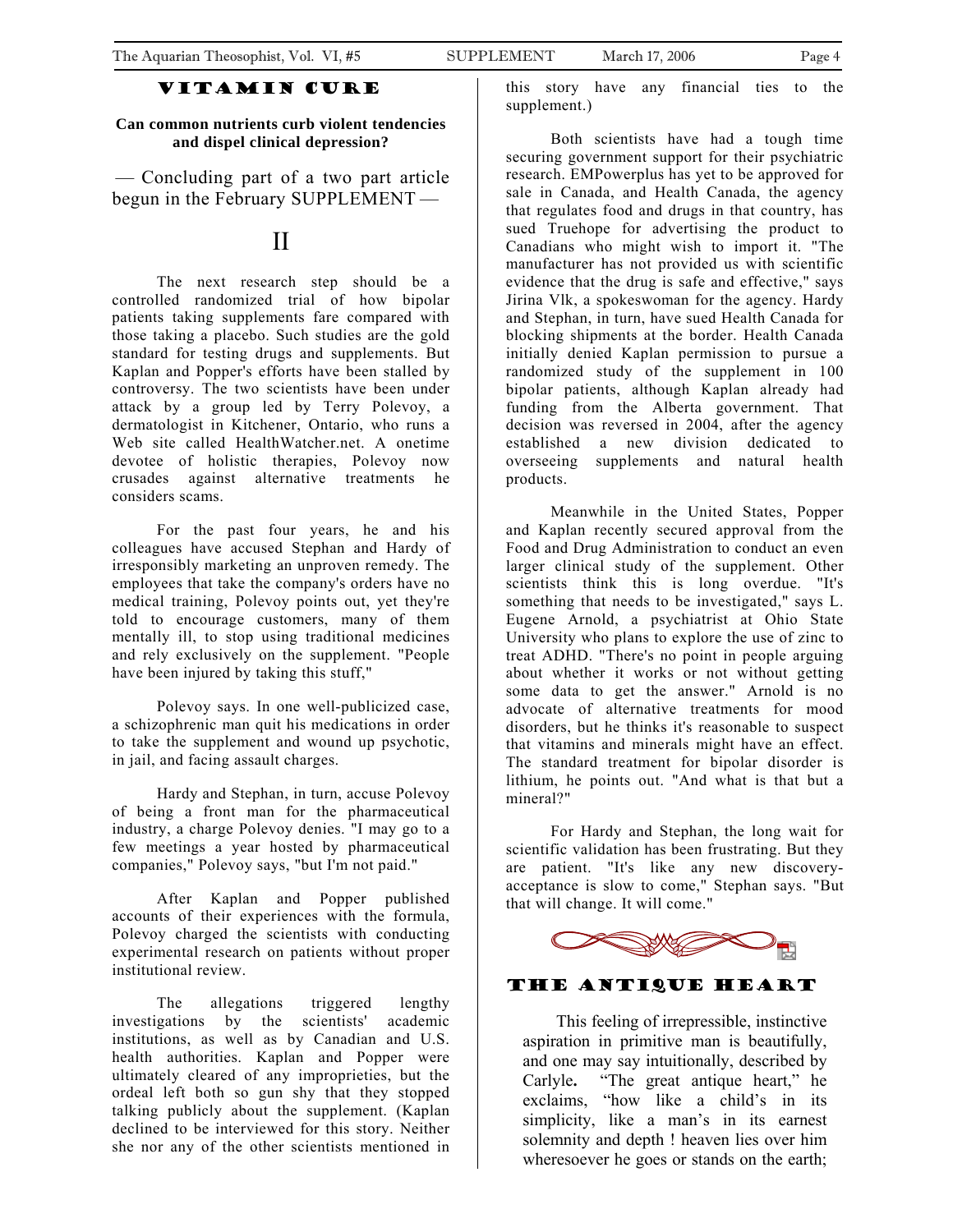## VITAMIN CURE

**Can common nutrients curb violent tendencies and dispel clinical depression?**

— Concluding part of a two part article begun in the February SUPPLEMENT —

# II

The next research step should be a controlled randomized trial of how bipolar patients taking supplements fare compared with those taking a placebo. Such studies are the gold standard for testing drugs and supplements. But Kaplan and Popper's efforts have been stalled by controversy. The two scientists have been under attack by a group led by Terry Polevoy, a dermatologist in Kitchener, Ontario, who runs a Web site called HealthWatcher.net. A onetime devotee of holistic therapies, Polevoy now crusades against alternative treatments he considers scams.

For the past four years, he and his colleagues have accused Stephan and Hardy of irresponsibly marketing an unproven remedy. The employees that take the company's orders have no medical training, Polevoy points out, yet they're told to encourage customers, many of them mentally ill, to stop using traditional medicines and rely exclusively on the supplement. "People have been injured by taking this stuff,"

Polevoy says. In one well-publicized case, a schizophrenic man quit his medications in order to take the supplement and wound up psychotic, in jail, and facing assault charges.

Hardy and Stephan, in turn, accuse Polevoy of being a front man for the pharmaceutical industry, a charge Polevoy denies. "I may go to a few meetings a year hosted by pharmaceutical companies," Polevoy says, "but I'm not paid."

After Kaplan and Popper published accounts of their experiences with the formula, Polevoy charged the scientists with conducting experimental research on patients without proper institutional review.

The allegations triggered lengthy investigations by the scientists' academic institutions, as well as by Canadian and U.S. health authorities. Kaplan and Popper were ultimately cleared of any improprieties, but the ordeal left both so gun shy that they stopped talking publicly about the supplement. (Kaplan declined to be interviewed for this story. Neither she nor any of the other scientists mentioned in this story have any financial ties to the supplement.)

Both scientists have had a tough time securing government support for their psychiatric research. EMPowerplus has yet to be approved for sale in Canada, and Health Canada, the agency that regulates food and drugs in that country, has sued Truehope for advertising the product to Canadians who might wish to import it. "The manufacturer has not provided us with scientific evidence that the drug is safe and effective," says Jirina Vlk, a spokeswoman for the agency. Hardy and Stephan, in turn, have sued Health Canada for blocking shipments at the border. Health Canada initially denied Kaplan permission to pursue a randomized study of the supplement in 100 bipolar patients, although Kaplan already had funding from the Alberta government. That decision was reversed in 2004, after the agency established a new division dedicated to overseeing supplements and natural health products.

Meanwhile in the United States, Popper and Kaplan recently secured approval from the Food and Drug Administration to conduct an even larger clinical study of the supplement. Other scientists think this is long overdue. "It's something that needs to be investigated," says L. Eugene Arnold, a psychiatrist at Ohio State University who plans to explore the use of zinc to treat ADHD. "There's no point in people arguing about whether it works or not without getting some data to get the answer." Arnold is no advocate of alternative treatments for mood disorders, but he thinks it's reasonable to suspect that vitamins and minerals might have an effect. The standard treatment for bipolar disorder is lithium, he points out. "And what is that but a mineral?"

For Hardy and Stephan, the long wait for scientific validation has been frustrating. But they are patient. "It's like any new discovery-acceptance is slow to come," Stephan says. "But that will change. It will come."

## THE ANTIQUE HEART

This feeling of irrepressible, instinctive aspiration in primitive man is beautifully, and one may say intuitionally, described by Carlyle**.** "The great antique heart," he exclaims, "how like a child's in its simplicity, like a man's in its earnest solemnity and depth ! heaven lies over him wheresoever he goes or stands on the earth;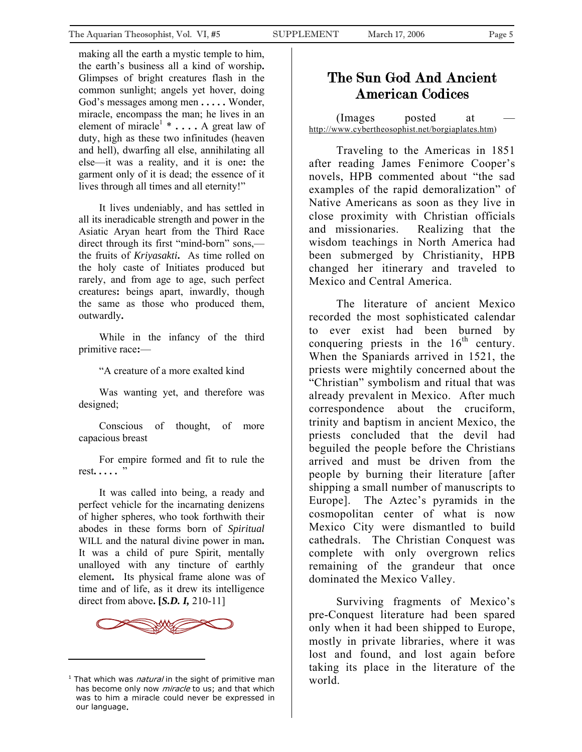making all the earth a mystic temple to him, the earth's business all a kind of worship**.** Glimpses of bright creatures flash in the common sunlight; angels yet hover, doing God's messages among men **. . . . .** Wonder, miracle, encompass the man; he lives in an element of miracle[1] * **. . . .** A great law of duty, high as these two infinitudes (heaven and hell), dwarfing all else, annihilating all else—it was a reality, and it is one**:** the garment only of it is dead; the essence of it lives through all times and all eternity!"

It lives undeniably, and has settled in all its ineradicable strength and power in the Asiatic Aryan heart from the Third Race direct through its first "mind-born" sons,—the fruits of *Kriyasakti***.** As time rolled on the holy caste of Initiates produced but rarely, and from age to age, such perfect creatures**:** beings apart, inwardly, though the same as those who produced them, outwardly**.**

While in the infancy of the third primitive race**:**—

"A creature of a more exalted kind

Was wanting yet, and therefore was designed;

Conscious of thought, of more capacious breast

For empire formed and fit to rule the rest**. . . . .** "

It was called into being, a ready and perfect vehicle for the incarnating denizens of higher spheres, who took forthwith their abodes in these forms born of *Spiritual* WILL and the natural divine power in man**.** It was a child of pure Spirit, mentally unalloyed with any tincture of earthly element**.** Its physical frame alone was of time and of life, as it drew its intelligence direct from above**. [*S.D. I,*** 210-11]

[1] That which was *natural* in the sight of primitive man has become only now *miracle* to us; and that which was to him a miracle could never be expressed in our language.

## The Sun God And Ancient American Codices

(Images posted at — http://www.cybertheosophist.net/borgiaplates.htm)

Traveling to the Americas in 1851 after reading James Fenimore Cooper's novels, HPB commented about "the sad examples of the rapid demoralization" of Native Americans as soon as they live in close proximity with Christian officials and missionaries. Realizing that the wisdom teachings in North America had been submerged by Christianity, HPB changed her itinerary and traveled to Mexico and Central America.

The literature of ancient Mexico recorded the most sophisticated calendar to ever exist had been burned by conquering priests in the 16th century. When the Spaniards arrived in 1521, the priests were mightily concerned about the "Christian" symbolism and ritual that was already prevalent in Mexico. After much correspondence about the cruciform, trinity and baptism in ancient Mexico, the priests concluded that the devil had beguiled the people before the Christians arrived and must be driven from the people by burning their literature [after shipping a small number of manuscripts to Europe]. The Aztec's pyramids in the cosmopolitan center of what is now Mexico City were dismantled to build cathedrals. The Christian Conquest was complete with only overgrown relics remaining of the grandeur that once dominated the Mexico Valley.

Surviving fragments of Mexico's pre-Conquest literature had been spared only when it had been shipped to Europe, mostly in private libraries, where it was lost and found, and lost again before taking its place in the literature of the world.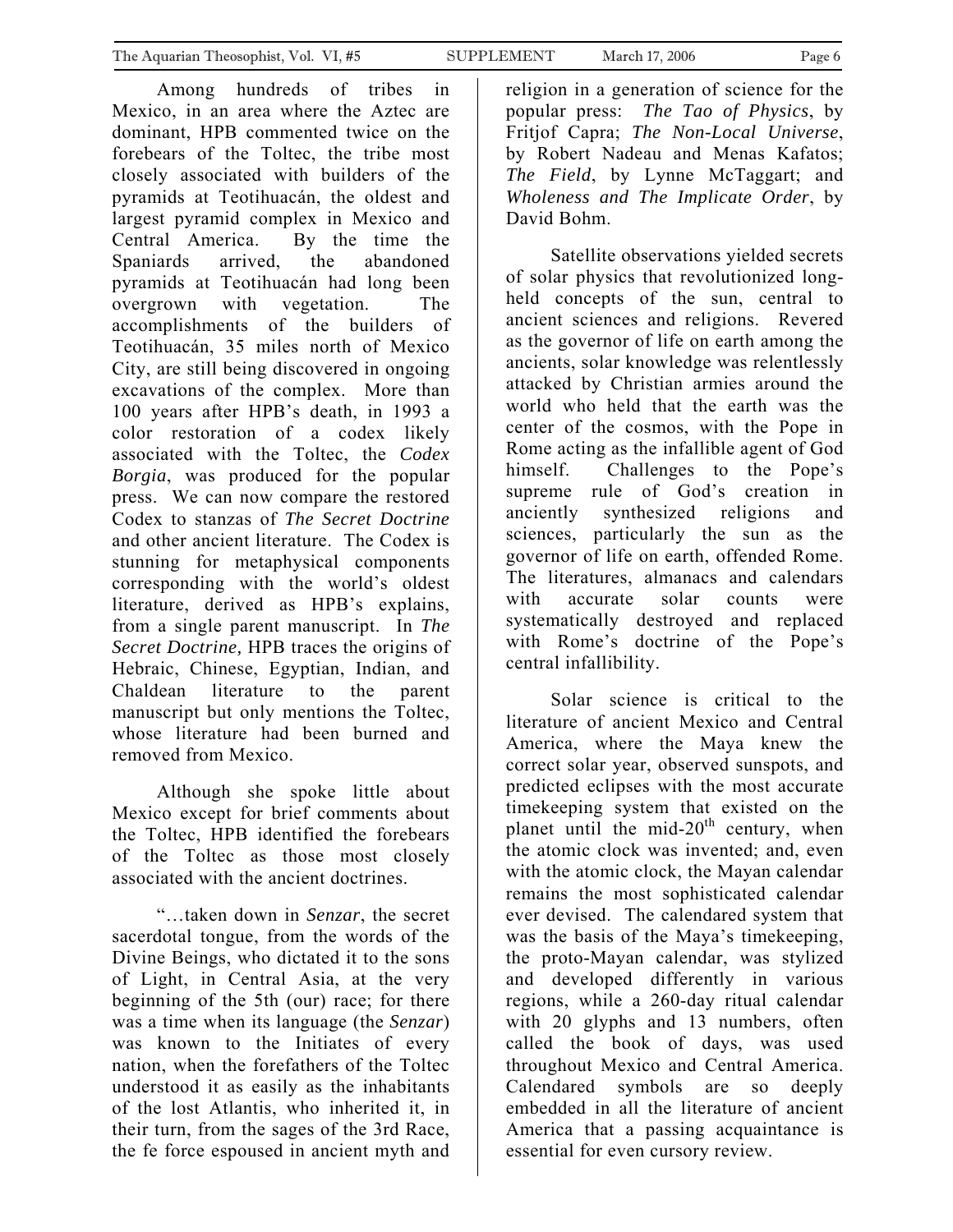Among hundreds of tribes in Mexico, in an area where the Aztec are dominant, HPB commented twice on the forebears of the Toltec, the tribe most closely associated with builders of the pyramids at Teotihuacán, the oldest and largest pyramid complex in Mexico and Central America. By the time the Spaniards arrived, the abandoned pyramids at Teotihuacán had long been overgrown with vegetation. The accomplishments of the builders of Teotihuacán, 35 miles north of Mexico City, are still being discovered in ongoing excavations of the complex. More than 100 years after HPB's death, in 1993 a color restoration of a codex likely associated with the Toltec, the *Codex Borgia*, was produced for the popular press. We can now compare the restored Codex to stanzas of *The Secret Doctrine* and other ancient literature. The Codex is stunning for metaphysical components corresponding with the world's oldest literature, derived as HPB's explains, from a single parent manuscript. In *The Secret Doctrine,* HPB traces the origins of Hebraic, Chinese, Egyptian, Indian, and Chaldean literature to the parent manuscript but only mentions the Toltec, whose literature had been burned and removed from Mexico.

Although she spoke little about Mexico except for brief comments about the Toltec, HPB identified the forebears of the Toltec as those most closely associated with the ancient doctrines.

"…taken down in *Senzar*, the secret sacerdotal tongue, from the words of the Divine Beings, who dictated it to the sons of Light, in Central Asia, at the very beginning of the 5th (our) race; for there was a time when its language (the *Senzar*) was known to the Initiates of every nation, when the forefathers of the Toltec understood it as easily as the inhabitants of the lost Atlantis, who inherited it, in their turn, from the sages of the 3rd Race, the fe force espoused in ancient myth and religion in a generation of science for the popular press: *The Tao of Physics*, by Fritjof Capra; *The Non-Local Universe*, by Robert Nadeau and Menas Kafatos; *The Field*, by Lynne McTaggart; and *Wholeness and The Implicate Order*, by David Bohm.

Satellite observations yielded secrets of solar physics that revolutionized long-held concepts of the sun, central to ancient sciences and religions. Revered as the governor of life on earth among the ancients, solar knowledge was relentlessly attacked by Christian armies around the world who held that the earth was the center of the cosmos, with the Pope in Rome acting as the infallible agent of God himself. Challenges to the Pope's supreme rule of God's creation in anciently synthesized religions and sciences, particularly the sun as the governor of life on earth, offended Rome. The literatures, almanacs and calendars with accurate solar counts were systematically destroyed and replaced with Rome's doctrine of the Pope's central infallibility.

Solar science is critical to the literature of ancient Mexico and Central America, where the Maya knew the correct solar year, observed sunspots, and predicted eclipses with the most accurate timekeeping system that existed on the planet until the mid-20th century, when the atomic clock was invented; and, even with the atomic clock, the Mayan calendar remains the most sophisticated calendar ever devised. The calendared system that was the basis of the Maya's timekeeping, the proto-Mayan calendar, was stylized and developed differently in various regions, while a 260-day ritual calendar with 20 glyphs and 13 numbers, often called the book of days, was used throughout Mexico and Central America. Calendared symbols are so deeply embedded in all the literature of ancient America that a passing acquaintance is essential for even cursory review.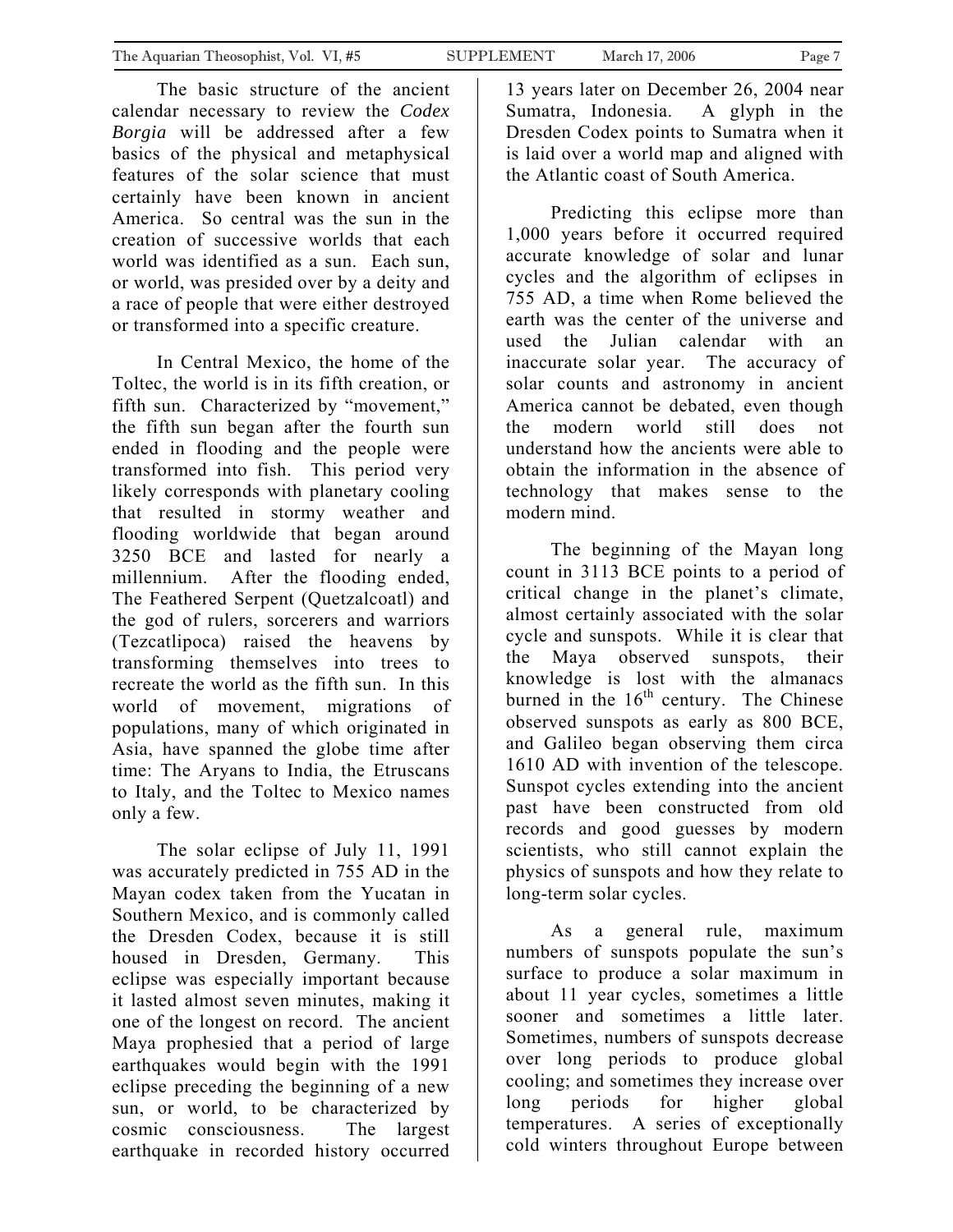The basic structure of the ancient calendar necessary to review the *Codex Borgia* will be addressed after a few basics of the physical and metaphysical features of the solar science that must certainly have been known in ancient America. So central was the sun in the creation of successive worlds that each world was identified as a sun. Each sun, or world, was presided over by a deity and a race of people that were either destroyed or transformed into a specific creature.

In Central Mexico, the home of the Toltec, the world is in its fifth creation, or fifth sun. Characterized by "movement," the fifth sun began after the fourth sun ended in flooding and the people were transformed into fish. This period very likely corresponds with planetary cooling that resulted in stormy weather and flooding worldwide that began around 3250 BCE and lasted for nearly a millennium. After the flooding ended, The Feathered Serpent (Quetzalcoatl) and the god of rulers, sorcerers and warriors (Tezcatlipoca) raised the heavens by transforming themselves into trees to recreate the world as the fifth sun. In this world of movement, migrations of populations, many of which originated in Asia, have spanned the globe time after time: The Aryans to India, the Etruscans to Italy, and the Toltec to Mexico names only a few.

The solar eclipse of July 11, 1991 was accurately predicted in 755 AD in the Mayan codex taken from the Yucatan in Southern Mexico, and is commonly called the Dresden Codex, because it is still housed in Dresden, Germany. This eclipse was especially important because it lasted almost seven minutes, making it one of the longest on record. The ancient Maya prophesied that a period of large earthquakes would begin with the 1991 eclipse preceding the beginning of a new sun, or world, to be characterized by cosmic consciousness. The largest earthquake in recorded history occurred 13 years later on December 26, 2004 near Sumatra, Indonesia. A glyph in the Dresden Codex points to Sumatra when it is laid over a world map and aligned with the Atlantic coast of South America.

Predicting this eclipse more than 1,000 years before it occurred required accurate knowledge of solar and lunar cycles and the algorithm of eclipses in 755 AD, a time when Rome believed the earth was the center of the universe and used the Julian calendar with an inaccurate solar year. The accuracy of solar counts and astronomy in ancient America cannot be debated, even though the modern world still does not understand how the ancients were able to obtain the information in the absence of technology that makes sense to the modern mind.

The beginning of the Mayan long count in 3113 BCE points to a period of critical change in the planet's climate, almost certainly associated with the solar cycle and sunspots. While it is clear that the Maya observed sunspots, their knowledge is lost with the almanacs burned in the 16th century. The Chinese observed sunspots as early as 800 BCE, and Galileo began observing them circa 1610 AD with invention of the telescope. Sunspot cycles extending into the ancient past have been constructed from old records and good guesses by modern scientists, who still cannot explain the physics of sunspots and how they relate to long-term solar cycles.

As a general rule, maximum numbers of sunspots populate the sun's surface to produce a solar maximum in about 11 year cycles, sometimes a little sooner and sometimes a little later. Sometimes, numbers of sunspots decrease over long periods to produce global cooling; and sometimes they increase over long periods for higher global temperatures. A series of exceptionally cold winters throughout Europe between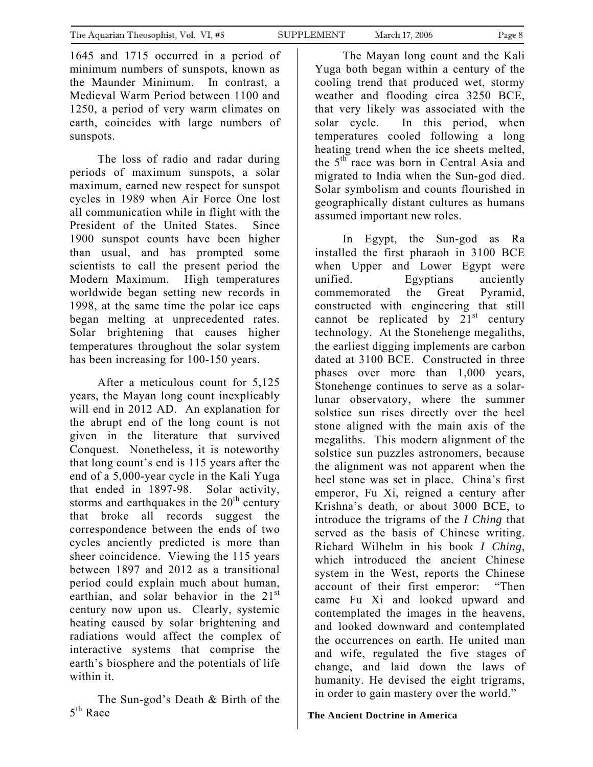1645 and 1715 occurred in a period of minimum numbers of sunspots, known as the Maunder Minimum. In contrast, a Medieval Warm Period between 1100 and 1250, a period of very warm climates on earth, coincides with large numbers of sunspots.

The loss of radio and radar during periods of maximum sunspots, a solar maximum, earned new respect for sunspot cycles in 1989 when Air Force One lost all communication while in flight with the President of the United States. Since 1900 sunspot counts have been higher than usual, and has prompted some scientists to call the present period the Modern Maximum. High temperatures worldwide began setting new records in 1998, at the same time the polar ice caps began melting at unprecedented rates. Solar brightening that causes higher temperatures throughout the solar system has been increasing for 100-150 years.

After a meticulous count for 5,125 years, the Mayan long count inexplicably will end in 2012 AD. An explanation for the abrupt end of the long count is not given in the literature that survived Conquest. Nonetheless, it is noteworthy that long count's end is 115 years after the end of a 5,000-year cycle in the Kali Yuga that ended in 1897-98. Solar activity, storms and earthquakes in the 20th century that broke all records suggest the correspondence between the ends of two cycles anciently predicted is more than sheer coincidence. Viewing the 115 years between 1897 and 2012 as a transitional period could explain much about human, earthian, and solar behavior in the 21st century now upon us. Clearly, systemic heating caused by solar brightening and radiations would affect the complex of interactive systems that comprise the earth's biosphere and the potentials of life within it.

## The Sun-god's Death & Birth of the 5th Race

The Mayan long count and the Kali Yuga both began within a century of the cooling trend that produced wet, stormy weather and flooding circa 3250 BCE, that very likely was associated with the solar cycle. In this period, when temperatures cooled following a long heating trend when the ice sheets melted, the 5th race was born in Central Asia and migrated to India when the Sun-god died. Solar symbolism and counts flourished in geographically distant cultures as humans assumed important new roles.

In Egypt, the Sun-god as Ra installed the first pharaoh in 3100 BCE when Upper and Lower Egypt were unified. Egyptians anciently commemorated the Great Pyramid, constructed with engineering that still cannot be replicated by 21st century technology. At the Stonehenge megaliths, the earliest digging implements are carbon dated at 3100 BCE. Constructed in three phases over more than 1,000 years, Stonehenge continues to serve as a solar-lunar observatory, where the summer solstice sun rises directly over the heel stone aligned with the main axis of the megaliths. This modern alignment of the solstice sun puzzles astronomers, because the alignment was not apparent when the heel stone was set in place. China's first emperor, Fu Xi, reigned a century after Krishna's death, or about 3000 BCE, to introduce the trigrams of the *I Ching* that served as the basis of Chinese writing. Richard Wilhelm in his book *I Ching*, which introduced the ancient Chinese system in the West, reports the Chinese account of their first emperor: "Then came Fu Xi and looked upward and contemplated the images in the heavens, and looked downward and contemplated the occurrences on earth. He united man and wife, regulated the five stages of change, and laid down the laws of humanity. He devised the eight trigrams, in order to gain mastery over the world."

## The Ancient Doctrine in America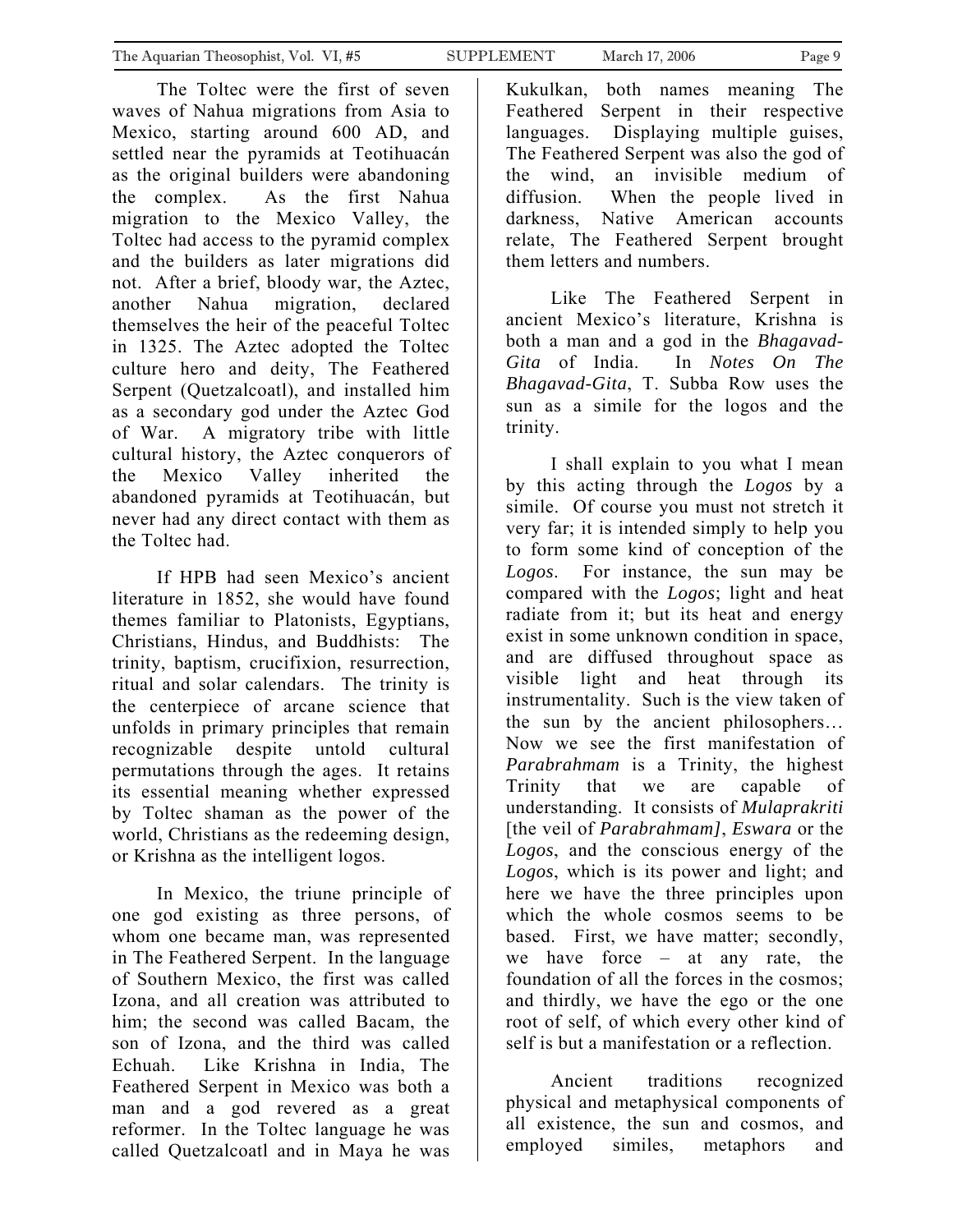The Toltec were the first of seven waves of Nahua migrations from Asia to Mexico, starting around 600 AD, and settled near the pyramids at Teotihuacán as the original builders were abandoning the complex. As the first Nahua migration to the Mexico Valley, the Toltec had access to the pyramid complex and the builders as later migrations did not. After a brief, bloody war, the Aztec, another Nahua migration, declared themselves the heir of the peaceful Toltec in 1325. The Aztec adopted the Toltec culture hero and deity, The Feathered Serpent (Quetzalcoatl), and installed him as a secondary god under the Aztec God of War. A migratory tribe with little cultural history, the Aztec conquerors of the Mexico Valley inherited the abandoned pyramids at Teotihuacán, but never had any direct contact with them as the Toltec had.

If HPB had seen Mexico's ancient literature in 1852, she would have found themes familiar to Platonists, Egyptians, Christians, Hindus, and Buddhists: The trinity, baptism, crucifixion, resurrection, ritual and solar calendars. The trinity is the centerpiece of arcane science that unfolds in primary principles that remain recognizable despite untold cultural permutations through the ages. It retains its essential meaning whether expressed by Toltec shaman as the power of the world, Christians as the redeeming design, or Krishna as the intelligent logos.

In Mexico, the triune principle of one god existing as three persons, of whom one became man, was represented in The Feathered Serpent. In the language of Southern Mexico, the first was called Izona, and all creation was attributed to him; the second was called Bacam, the son of Izona, and the third was called Echuah. Like Krishna in India, The Feathered Serpent in Mexico was both a man and a god revered as a great reformer. In the Toltec language he was called Quetzalcoatl and in Maya he was Kukulkan, both names meaning The Feathered Serpent in their respective languages. Displaying multiple guises, The Feathered Serpent was also the god of the wind, an invisible medium of diffusion. When the people lived in darkness, Native American accounts relate, The Feathered Serpent brought them letters and numbers.

Like The Feathered Serpent in ancient Mexico's literature, Krishna is both a man and a god in the *Bhagavad-Gita* of India. In *Notes On The Bhagavad-Gita*, T. Subba Row uses the sun as a simile for the logos and the trinity.

> I shall explain to you what I mean by this acting through the *Logos* by a simile. Of course you must not stretch it very far; it is intended simply to help you to form some kind of conception of the *Logos*. For instance, the sun may be compared with the *Logos*; light and heat radiate from it; but its heat and energy exist in some unknown condition in space, and are diffused throughout space as visible light and heat through its instrumentality. Such is the view taken of the sun by the ancient philosophers… Now we see the first manifestation of *Parabrahmam* is a Trinity, the highest Trinity that we are capable of understanding. It consists of *Mulaprakriti* [the veil of *Parabrahmam]*, *Eswara* or the *Logos*, and the conscious energy of the *Logos*, which is its power and light; and here we have the three principles upon which the whole cosmos seems to be based. First, we have matter; secondly, we have force – at any rate, the foundation of all the forces in the cosmos; and thirdly, we have the ego or the one root of self, of which every other kind of self is but a manifestation or a reflection.

Ancient traditions recognized physical and metaphysical components of all existence, the sun and cosmos, and employed similes, metaphors and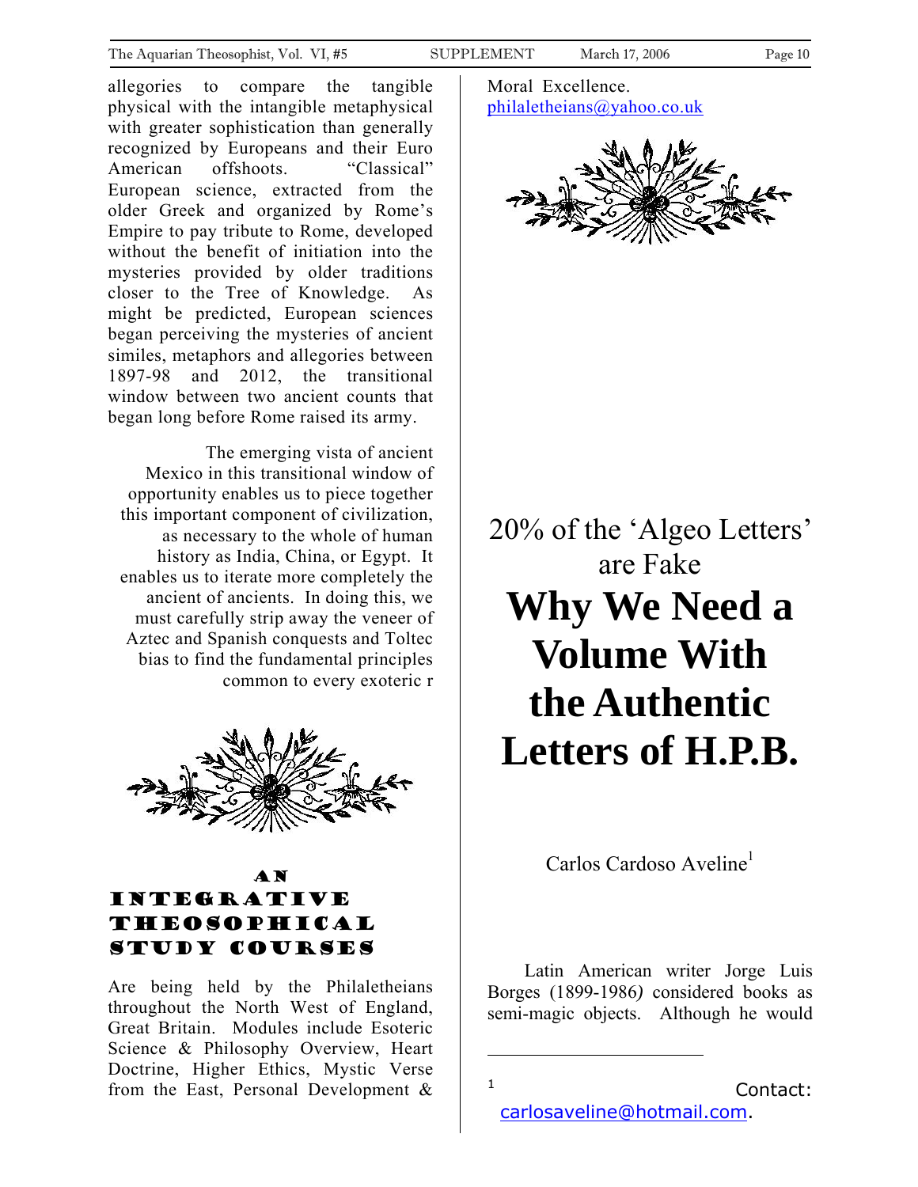allegories to compare the tangible physical with the intangible metaphysical with greater sophistication than generally recognized by Europeans and their Euro American offshoots. "Classical" European science, extracted from the older Greek and organized by Rome's Empire to pay tribute to Rome, developed without the benefit of initiation into the mysteries provided by older traditions closer to the Tree of Knowledge. As might be predicted, European sciences began perceiving the mysteries of ancient similes, metaphors and allegories between 1897-98 and 2012, the transitional window between two ancient counts that began long before Rome raised its army.

The emerging vista of ancient Mexico in this transitional window of opportunity enables us to piece together this important component of civilization, as necessary to the whole of human history as India, China, or Egypt. It enables us to iterate more completely the ancient of ancients. In doing this, we must carefully strip away the veneer of Aztec and Spanish conquests and Toltec bias to find the fundamental principles common to every exoteric r

## An Integrative Theosophical Study Courses

Are being held by the Philaletheians throughout the North West of England, Great Britain. Modules include Esoteric Science & Philosophy Overview, Heart Doctrine, Higher Ethics, Mystic Verse from the East, Personal Development & Moral Excellence.
philaletheians@yahoo.co.uk

# 20% of the 'Algeo Letters' are Fake

# Why We Need a Volume With the Authentic Letters of H.P.B.

Carlos Cardoso Aveline[1]

Latin American writer Jorge Luis Borges (1899-1986) considered books as semi-magic objects. Although he would

---

[1] Contact: carlosaveline@hotmail.com.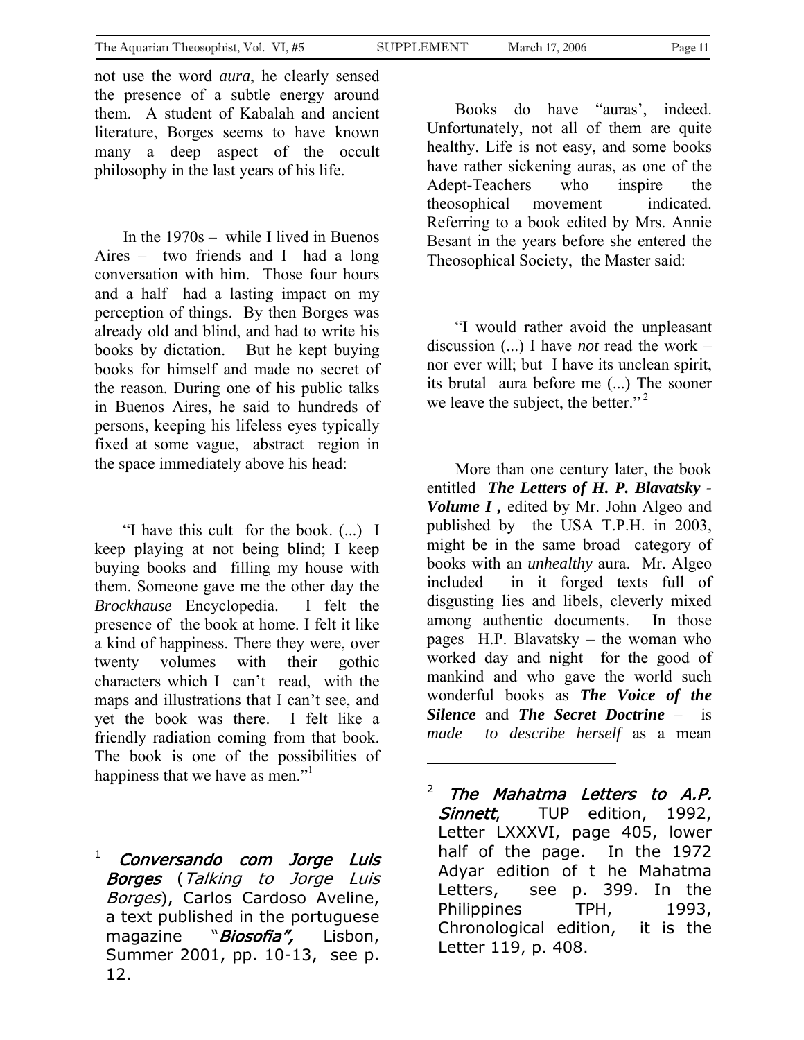not use the word *aura*, he clearly sensed the presence of a subtle energy around them. A student of Kabalah and ancient literature, Borges seems to have known many a deep aspect of the occult philosophy in the last years of his life.

In the 1970s – while I lived in Buenos Aires – two friends and I had a long conversation with him. Those four hours and a half had a lasting impact on my perception of things. By then Borges was already old and blind, and had to write his books by dictation. But he kept buying books for himself and made no secret of the reason. During one of his public talks in Buenos Aires, he said to hundreds of persons, keeping his lifeless eyes typically fixed at some vague, abstract region in the space immediately above his head:

"I have this cult for the book. (...) I keep playing at not being blind; I keep buying books and filling my house with them. Someone gave me the other day the *Brockhause* Encyclopedia. I felt the presence of the book at home. I felt it like a kind of happiness. There they were, over twenty volumes with their gothic characters which I can't read, with the maps and illustrations that I can't see, and yet the book was there. I felt like a friendly radiation coming from that book. The book is one of the possibilities of happiness that we have as men."[1]

Books do have "auras', indeed. Unfortunately, not all of them are quite healthy. Life is not easy, and some books have rather sickening auras, as one of the Adept-Teachers who inspire the theosophical movement indicated. Referring to a book edited by Mrs. Annie Besant in the years before she entered the Theosophical Society, the Master said:

"I would rather avoid the unpleasant discussion (...) I have *not* read the work – nor ever will; but I have its unclean spirit, its brutal aura before me (...) The sooner we leave the subject, the better."[2]

More than one century later, the book entitled ***The Letters of H. P. Blavatsky - Volume I*,** edited by Mr. John Algeo and published by the USA T.P.H. in 2003, might be in the same broad category of books with an *unhealthy* aura. Mr. Algeo included in it forged texts full of disgusting lies and libels, cleverly mixed among authentic documents. In those pages H.P. Blavatsky – the woman who worked day and night for the good of mankind and who gave the world such wonderful books as ***The Voice of the Silence*** and ***The Secret Doctrine*** – is *made to describe herself* as a mean

---

[1] ***Conversando com Jorge Luis Borges*** (*Talking to Jorge Luis Borges*), Carlos Cardoso Aveline, a text published in the portuguese magazine "***Biosofia",*** Lisbon, Summer 2001, pp. 10-13, see p. 12.

[2] ***The Mahatma Letters to A.P. Sinnett***, TUP edition, 1992, Letter LXXXVI, page 405, lower half of the page. In the 1972 Adyar edition of t he Mahatma Letters, see p. 399. In the Philippines TPH, 1993, Chronological edition, it is the Letter 119, p. 408.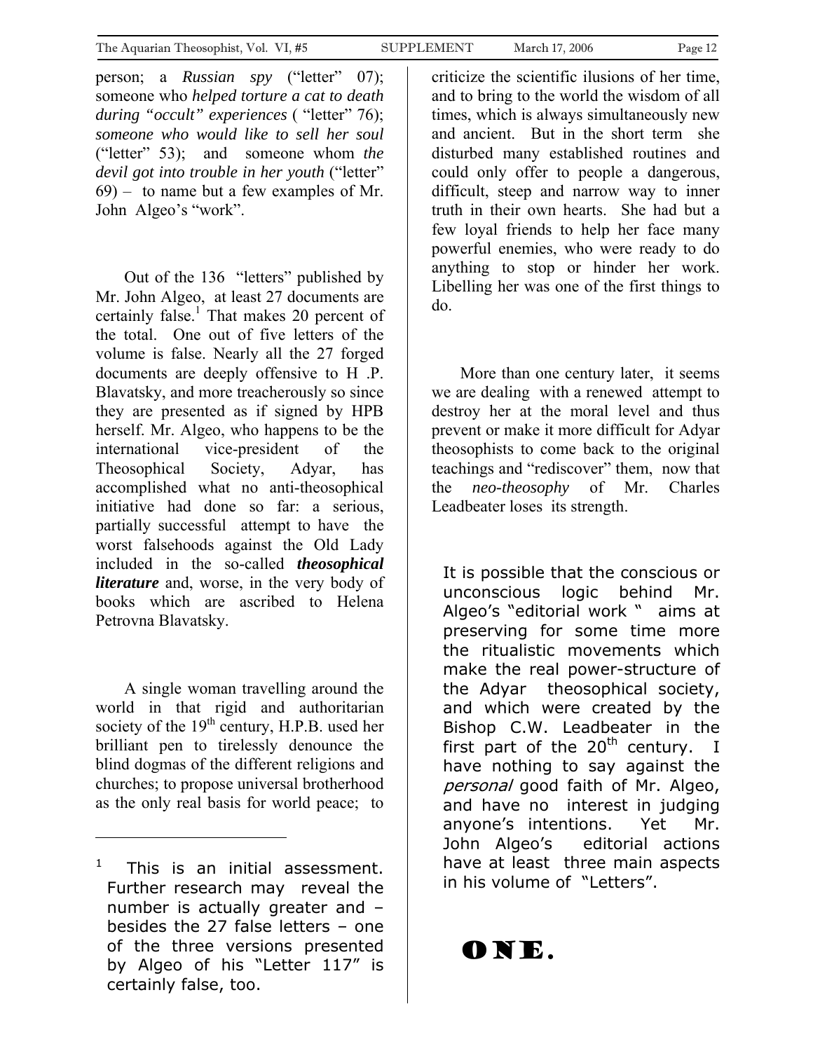person; a *Russian spy* ("letter" 07); someone who *helped torture a cat to death during "occult" experiences* ( "letter" 76); *someone who would like to sell her soul* ("letter" 53); and someone whom *the devil got into trouble in her youth* ("letter" 69) – to name but a few examples of Mr. John Algeo's "work".

Out of the 136 "letters" published by Mr. John Algeo, at least 27 documents are certainly false.[1] That makes 20 percent of the total. One out of five letters of the volume is false. Nearly all the 27 forged documents are deeply offensive to H .P. Blavatsky, and more treacherously so since they are presented as if signed by HPB herself. Mr. Algeo, who happens to be the international vice-president of the Theosophical Society, Adyar, has accomplished what no anti-theosophical initiative had done so far: a serious, partially successful attempt to have the worst falsehoods against the Old Lady included in the so-called ***theosophical literature*** and, worse, in the very body of books which are ascribed to Helena Petrovna Blavatsky.

A single woman travelling around the world in that rigid and authoritarian society of the 19th century, H.P.B. used her brilliant pen to tirelessly denounce the blind dogmas of the different religions and churches; to propose universal brotherhood as the only real basis for world peace; to criticize the scientific ilusions of her time, and to bring to the world the wisdom of all times, which is always simultaneously new and ancient. But in the short term she disturbed many established routines and could only offer to people a dangerous, difficult, steep and narrow way to inner truth in their own hearts. She had but a few loyal friends to help her face many powerful enemies, who were ready to do anything to stop or hinder her work. Libelling her was one of the first things to do.

More than one century later, it seems we are dealing with a renewed attempt to destroy her at the moral level and thus prevent or make it more difficult for Adyar theosophists to come back to the original teachings and "rediscover" them, now that the *neo-theosophy* of Mr. Charles Leadbeater loses its strength.

It is possible that the conscious or unconscious logic behind Mr. Algeo's "editorial work " aims at preserving for some time more the ritualistic movements which make the real power-structure of the Adyar theosophical society, and which were created by the Bishop C.W. Leadbeater in the first part of the 20th century. I have nothing to say against the *personal* good faith of Mr. Algeo, and have no interest in judging anyone's intentions. Yet Mr. John Algeo's editorial actions have at least three main aspects in his volume of "Letters".

## ONE.

---

[1] This is an initial assessment. Further research may reveal the number is actually greater and – besides the 27 false letters – one of the three versions presented by Algeo of his "Letter 117" is certainly false, too.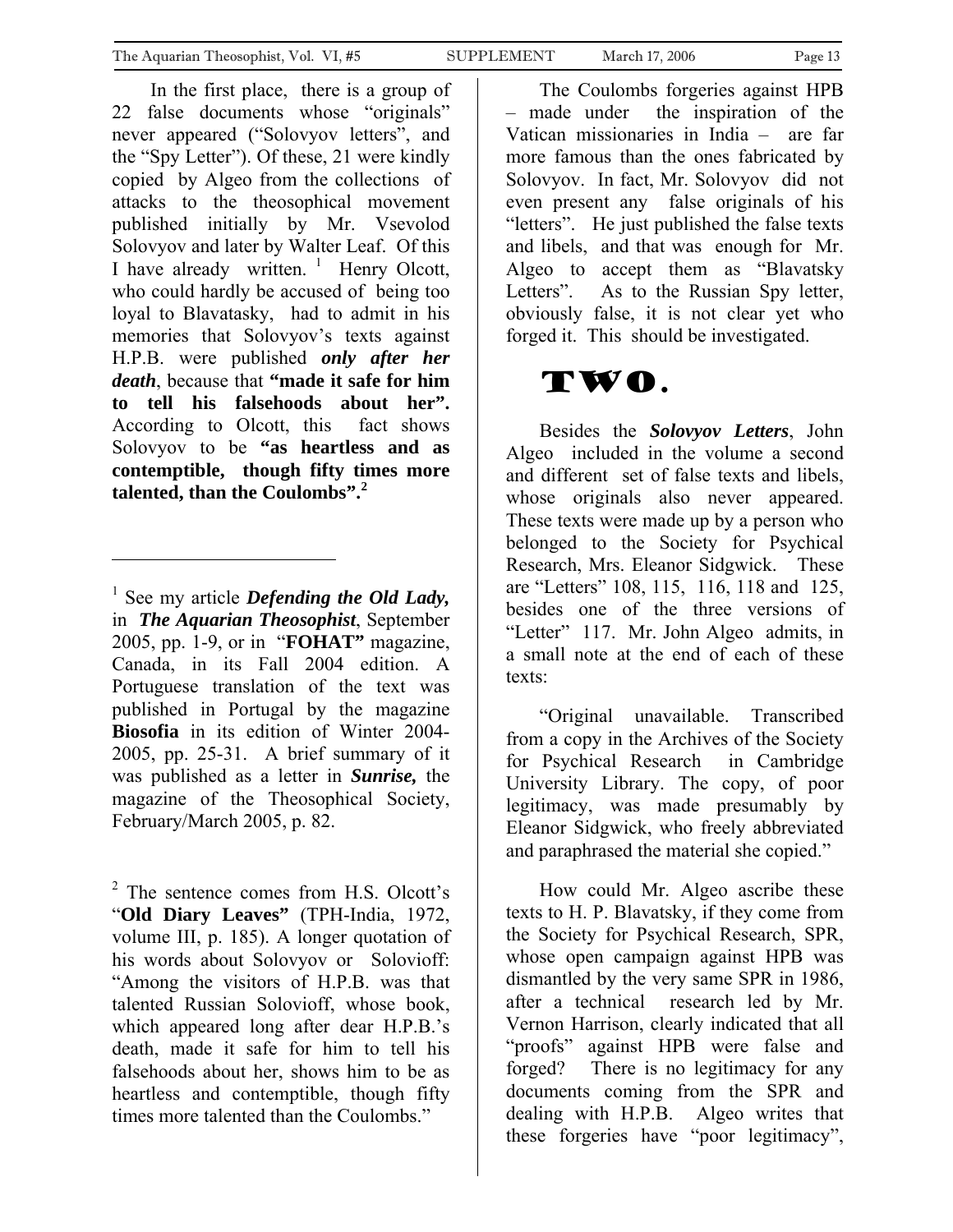In the first place, there is a group of 22 false documents whose "originals" never appeared ("Solovyov letters", and the "Spy Letter"). Of these, 21 were kindly copied by Algeo from the collections of attacks to the theosophical movement published initially by Mr. Vsevolod Solovyov and later by Walter Leaf. Of this I have already written. [1] Henry Olcott, who could hardly be accused of being too loyal to Blavatasky, had to admit in his memories that Solovyov's texts against H.P.B. were published ***only after her death***, because that **"made it safe for him to tell his falsehoods about her".** According to Olcott, this fact shows Solovyov to be **"as heartless and as contemptible, though fifty times more talented, than the Coulombs".[2]**

The Coulombs forgeries against HPB – made under the inspiration of the Vatican missionaries in India – are far more famous than the ones fabricated by Solovyov. In fact, Mr. Solovyov did not even present any false originals of his "letters". He just published the false texts and libels, and that was enough for Mr. Algeo to accept them as "Blavatsky Letters". As to the Russian Spy letter, obviously false, it is not clear yet who forged it. This should be investigated.

# TWO.

Besides the ***Solovyov Letters***, John Algeo included in the volume a second and different set of false texts and libels, whose originals also never appeared. These texts were made up by a person who belonged to the Society for Psychical Research, Mrs. Eleanor Sidgwick. These are "Letters" 108, 115, 116, 118 and 125, besides one of the three versions of "Letter" 117. Mr. John Algeo admits, in a small note at the end of each of these texts:

"Original unavailable. Transcribed from a copy in the Archives of the Society for Psychical Research in Cambridge University Library. The copy, of poor legitimacy, was made presumably by Eleanor Sidgwick, who freely abbreviated and paraphrased the material she copied."

How could Mr. Algeo ascribe these texts to H. P. Blavatsky, if they come from the Society for Psychical Research, SPR, whose open campaign against HPB was dismantled by the very same SPR in 1986, after a technical research led by Mr. Vernon Harrison, clearly indicated that all "proofs" against HPB were false and forged? There is no legitimacy for any documents coming from the SPR and dealing with H.P.B. Algeo writes that these forgeries have "poor legitimacy",

---

[1] See my article ***Defending the Old Lady,*** in ***The Aquarian Theosophist***, September 2005, pp. 1-9, or in "**FOHAT"** magazine, Canada, in its Fall 2004 edition. A Portuguese translation of the text was published in Portugal by the magazine **Biosofia** in its edition of Winter 2004-2005, pp. 25-31. A brief summary of it was published as a letter in ***Sunrise,*** the magazine of the Theosophical Society, February/March 2005, p. 82.

[2] The sentence comes from H.S. Olcott's "**Old Diary Leaves"** (TPH-India, 1972, volume III, p. 185). A longer quotation of his words about Solovyov or Solovioff: "Among the visitors of H.P.B. was that talented Russian Solovioff, whose book, which appeared long after dear H.P.B.'s death, made it safe for him to tell his falsehoods about her, shows him to be as heartless and contemptible, though fifty times more talented than the Coulombs."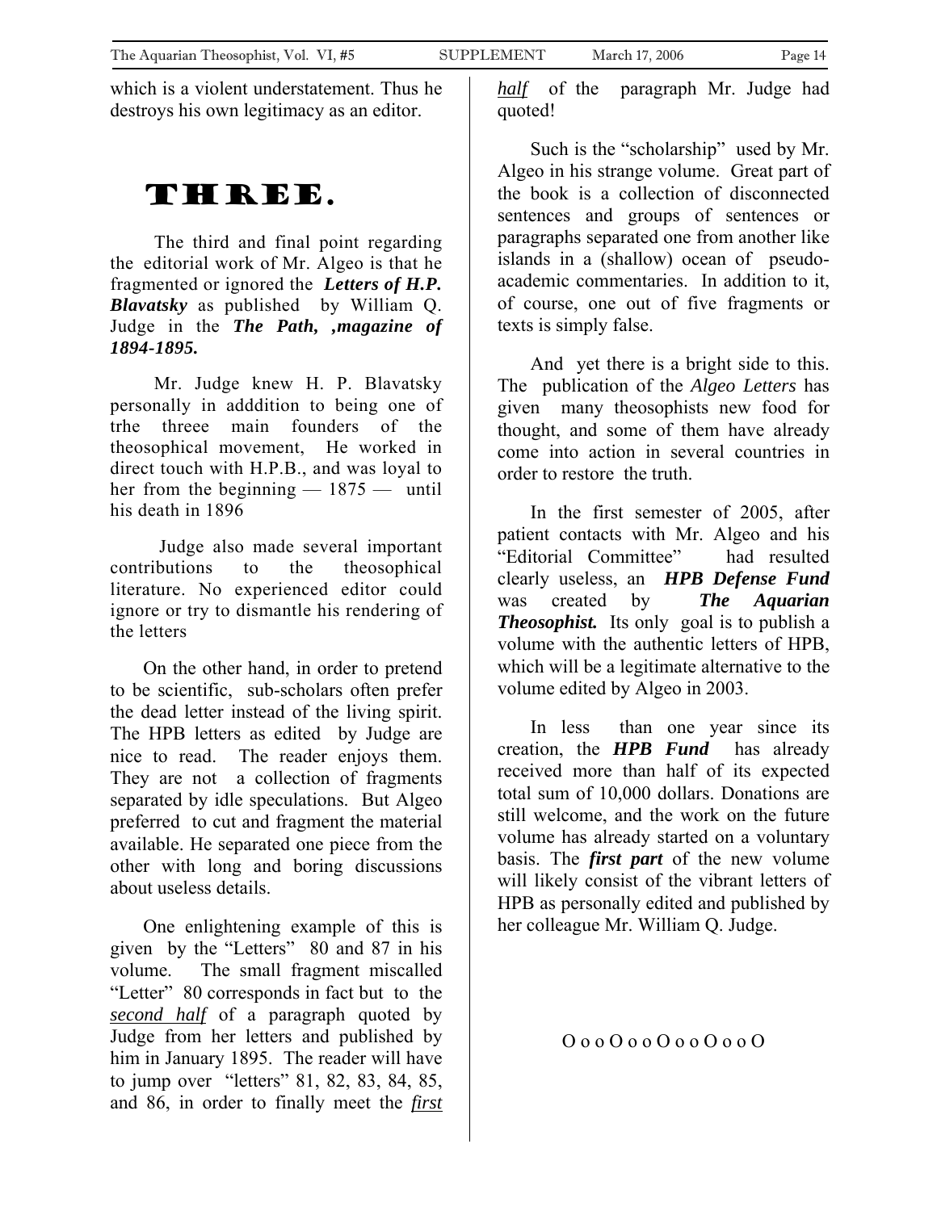which is a violent understatement. Thus he destroys his own legitimacy as an editor.

# THREE.

The third and final point regarding the editorial work of Mr. Algeo is that he fragmented or ignored the ***Letters of H.P. Blavatsky*** as published by William Q. Judge in the ***The Path, ,magazine of 1894-1895.***

Mr. Judge knew H. P. Blavatsky personally in adddition to being one of trhe threee main founders of the theosophical movement, He worked in direct touch with H.P.B., and was loyal to her from the beginning — 1875 — until his death in 1896

Judge also made several important contributions to the theosophical literature. No experienced editor could ignore or try to dismantle his rendering of the letters

On the other hand, in order to pretend to be scientific, sub-scholars often prefer the dead letter instead of the living spirit. The HPB letters as edited by Judge are nice to read. The reader enjoys them. They are not a collection of fragments separated by idle speculations. But Algeo preferred to cut and fragment the material available. He separated one piece from the other with long and boring discussions about useless details.

One enlightening example of this is given by the "Letters" 80 and 87 in his volume. The small fragment miscalled "Letter" 80 corresponds in fact but to the *second half* of a paragraph quoted by Judge from her letters and published by him in January 1895. The reader will have to jump over "letters" 81, 82, 83, 84, 85, and 86, in order to finally meet the *first half* of the paragraph Mr. Judge had quoted!

Such is the "scholarship" used by Mr. Algeo in his strange volume. Great part of the book is a collection of disconnected sentences and groups of sentences or paragraphs separated one from another like islands in a (shallow) ocean of pseudo-academic commentaries. In addition to it, of course, one out of five fragments or texts is simply false.

And yet there is a bright side to this. The publication of the *Algeo Letters* has given many theosophists new food for thought, and some of them have already come into action in several countries in order to restore the truth.

In the first semester of 2005, after patient contacts with Mr. Algeo and his "Editorial Committee" had resulted clearly useless, an ***HPB Defense Fund*** was created by ***The Aquarian Theosophist.*** Its only goal is to publish a volume with the authentic letters of HPB, which will be a legitimate alternative to the volume edited by Algeo in 2003.

In less than one year since its creation, the ***HPB Fund*** has already received more than half of its expected total sum of 10,000 dollars. Donations are still welcome, and the work on the future volume has already started on a voluntary basis. The ***first part*** of the new volume will likely consist of the vibrant letters of HPB as personally edited and published by her colleague Mr. William Q. Judge.

O o o O o o O o o O o o O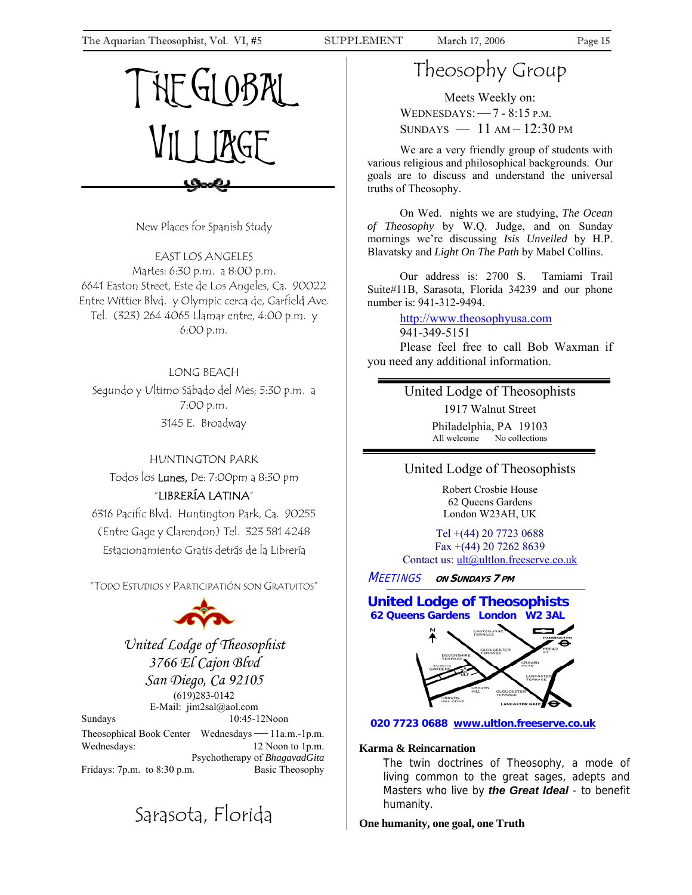# The Global Village

New Places for Spanish Study

EAST LOS ANGELES
Martes: 6:30 p.m. a 8:00 p.m.
6641 Easton Street, Este de Los Angeles, Ca. 90022
Entre Wittier Blvd. y Olympic cerca de, Garfield Ave.
Tel. (323) 264 4065 Llamar entre, 4:00 p.m. y 6:00 p.m.

LONG BEACH
Segundo y Ultimo Sábado del Mes; 5:30 p.m. a 7:00 p.m.
3145 E. Broadway

HUNTINGTON PARK
Todos los **Lunes**, De: 7:00pm a 8:30 pm
"**LIBRERÍA LATINA**"
6316 Pacific Blvd. Huntington Park, Ca. 90255
(Entre Gage y Clarendon) Tel. 323 581 4248
Estacionamiento Gratis detrás de la Librería

"TODO ESTUDIOS Y PARTICIPATIÓN SON GRATUITOS"

*United Lodge of Theosophist*
*3766 El Cajon Blvd*
*San Diego, Ca 92105*
(619)283-0142
E-Mail: jim2sal@aol.com

Sundays 10:45-12Noon
Theosophical Book Center Wednesdays — 11a.m.-1p.m.
Wednesdays: 12 Noon to 1p.m. Psychotherapy of *BhagavadGita*
Fridays: 7p.m. to 8:30 p.m. Basic Theosophy

## Sarasota, Florida

## Theosophy Group

Meets Weekly on:
WEDNESDAYS: — 7 - 8:15 P.M.
SUNDAYS — 11 AM – 12:30 PM

We are a very friendly group of students with various religious and philosophical backgrounds. Our goals are to discuss and understand the universal truths of Theosophy.

On Wed. nights we are studying, *The Ocean of Theosophy* by W.Q. Judge, and on Sunday mornings we're discussing *Isis Unveiled* by H.P. Blavatsky and *Light On The Path* by Mabel Collins.

Our address is: 2700 S. Tamiami Trail Suite#11B, Sarasota, Florida 34239 and our phone number is: 941-312-9494.

http://www.theosophyusa.com
941-349-5151

Please feel free to call Bob Waxman if you need any additional information.

---

United Lodge of Theosophists
1917 Walnut Street
Philadelphia, PA 19103
All welcome No collections

---

United Lodge of Theosophists
Robert Crosbie House
62 Queens Gardens
London W23AH, UK

Tel +(44) 20 7723 0688
Fax +(44) 20 7262 8639
Contact us: ult@ultlon.freeserve.co.uk

*MEETINGS* **ON SUNDAYS 7 PM**

**United Lodge of Theosophists**
**62 Queens Gardens London W2 3AL**

**020 7723 0688 www.ultlon.freeserve.co.uk**

**Karma & Reincarnation**

The twin doctrines of Theosophy, a mode of living common to the great sages, adepts and Masters who live by ***the Great Ideal*** - to benefit humanity.

**One humanity, one goal, one Truth**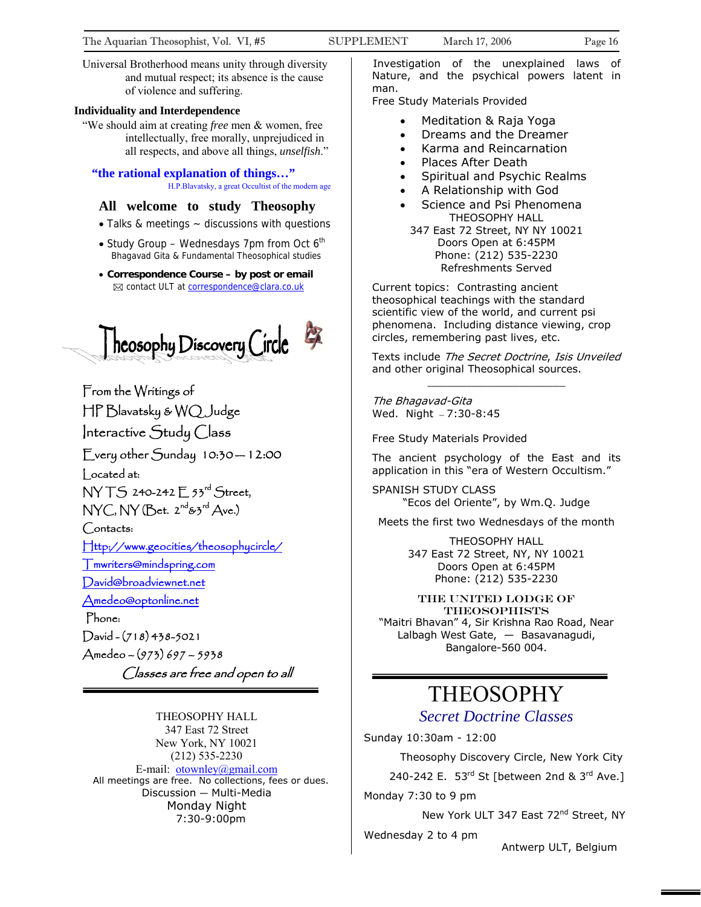Universal Brotherhood means unity through diversity and mutual respect; its absence is the cause of violence and suffering.

**Individuality and Interdependence**

"We should aim at creating *free* men & women, free intellectually, free morally, unprejudiced in all respects, and above all things, *unselfish*."

**"the rational explanation of things…"**
H.P.Blavatsky, a great Occultist of the modern age

### All welcome to study Theosophy

- Talks & meetings ~ discussions with questions
- Study Group – Wednesdays 7pm from Oct 6th
  Bhagavad Gita & Fundamental Theosophical studies
- **Correspondence Course – by post or email**
  ✉ contact ULT at correspondence@clara.co.uk

## Theosophy Discovery Circle

From the Writings of
HP Blavatsky & WQ Judge
Interactive Study Class
Every other Sunday 10:30 — 12:00
Located at:
NYTS 240-242 E 53rd Street,
NYC, NY (Bet. 2nd & 3rd Ave.)
Contacts:
Http://www.geocities/theosophycircle/
Tmwriters@mindspring.com
David@broadviewnet.net
Amedeo@optonline.net
Phone:
David - (718) 438-5021
Amedeo – (973) 697 – 5938

*Classes are free and open to all*

---

THEOSOPHY HALL
347 East 72 Street
New York, NY 10021
(212) 535-2230
E-mail: otownley@gmail.com
All meetings are free. No collections, fees or dues.
Discussion — Multi-Media
Monday Night
7:30-9:00pm

Investigation of the unexplained laws of Nature, and the psychical powers latent in man.

Free Study Materials Provided

- Meditation & Raja Yoga
- Dreams and the Dreamer
- Karma and Reincarnation
- Places After Death
- Spiritual and Psychic Realms
- A Relationship with God
- Science and Psi Phenomena

THEOSOPHY HALL
347 East 72 Street, NY NY 10021
Doors Open at 6:45PM
Phone: (212) 535-2230
Refreshments Served

Current topics: Contrasting ancient theosophical teachings with the standard scientific view of the world, and current psi phenomena. Including distance viewing, crop circles, remembering past lives, etc.

Texts include *The Secret Doctrine*, *Isis Unveiled* and other original Theosophical sources.

---

*The Bhagavad-Gita*
Wed. Night – 7:30-8:45

Free Study Materials Provided

The ancient psychology of the East and its application in this "era of Western Occultism."

SPANISH STUDY CLASS
"Ecos del Oriente", by Wm.Q. Judge

Meets the first two Wednesdays of the month

THEOSOPHY HALL
347 East 72 Street, NY, NY 10021
Doors Open at 6:45PM
Phone: (212) 535-2230

THE UNITED LODGE OF THEOSOPHISTS
"Maitri Bhavan" 4, Sir Krishna Rao Road, Near Lalbagh West Gate, — Basavanagudi, Bangalore-560 004.

---

## THEOSOPHY

### *Secret Doctrine Classes*

Sunday 10:30am - 12:00
Theosophy Discovery Circle, New York City
240-242 E. 53rd St [between 2nd & 3rd Ave.]

Monday 7:30 to 9 pm
New York ULT 347 East 72nd Street, NY

Wednesday 2 to 4 pm
Antwerp ULT, Belgium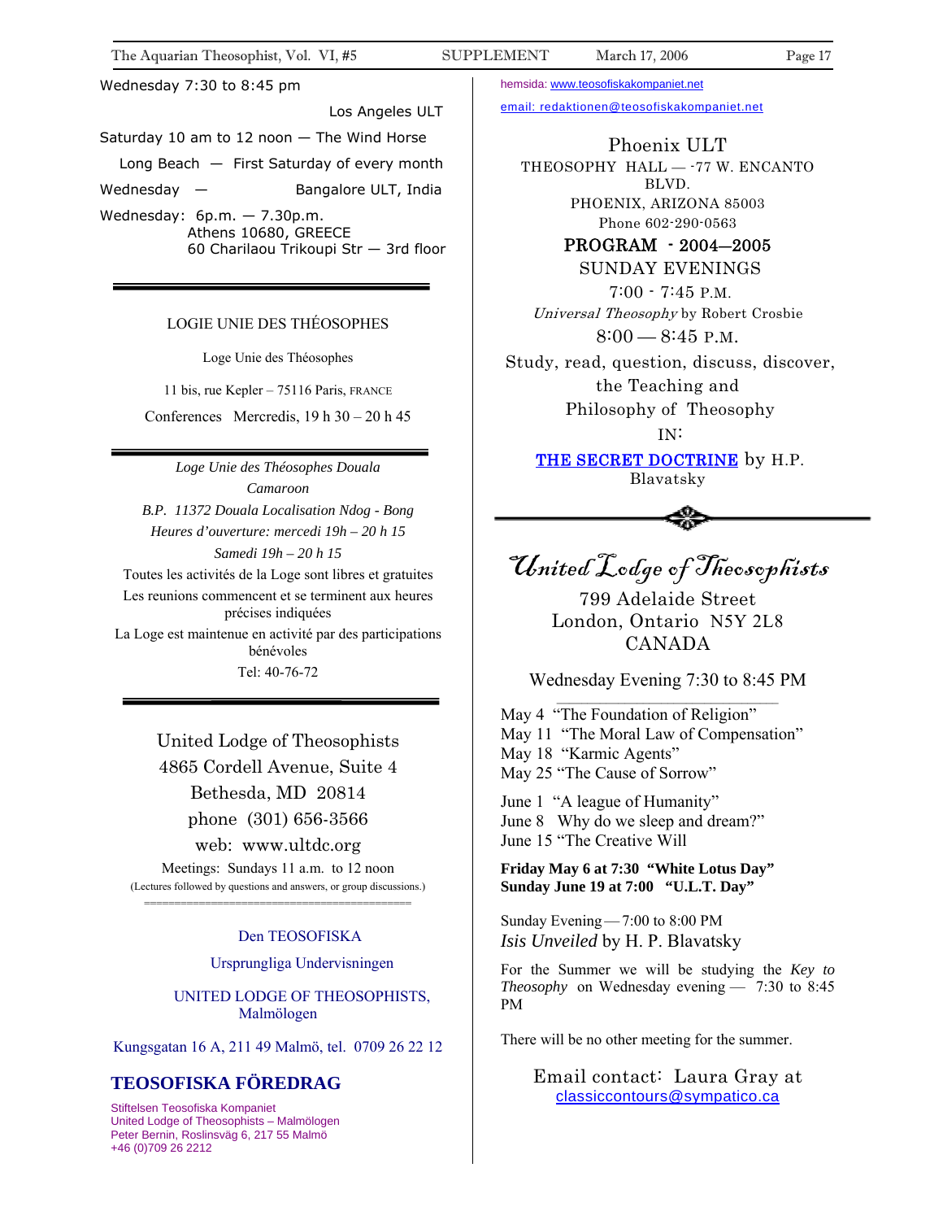Wednesday 7:30 to 8:45 pm

Los Angeles ULT

Saturday 10 am to 12 noon — The Wind Horse

Long Beach — First Saturday of every month

Wednesday — Bangalore ULT, India

Wednesday: 6p.m. — 7.30p.m.
Athens 10680, GREECE
60 Charilaou Trikoupi Str — 3rd floor

---

LOGIE UNIE DES THÉOSOPHES

Loge Unie des Théosophes

11 bis, rue Kepler – 75116 Paris, FRANCE

Conferences Mercredis, 19 h 30 – 20 h 45

---

*Loge Unie des Théosophes Douala*

*Camaroon*

*B.P. 11372 Douala Localisation Ndog - Bong*

*Heures d'ouverture: mercedi 19h – 20 h 15*

*Samedi 19h – 20 h 15*

Toutes les activités de la Loge sont libres et gratuites

Les reunions commencent et se terminent aux heures précises indiquées

La Loge est maintenue en activité par des participations bénévoles

Tel: 40-76-72

---

United Lodge of Theosophists
4865 Cordell Avenue, Suite 4
Bethesda, MD 20814
phone (301) 656-3566
web: www.ultdc.org

Meetings: Sundays 11 a.m. to 12 noon
(Lectures followed by questions and answers, or group discussions.)

---

Den TEOSOFISKA

Ursprungliga Undervisningen

UNITED LODGE OF THEOSOPHISTS, Malmölogen

Kungsgatan 16 A, 211 49 Malmö, tel. 0709 26 22 12

**TEOSOFISKA FÖREDRAG**

Stiftelsen Teosofiska Kompaniet
United Lodge of Theosophists – Malmölogen
Peter Bernin, Roslinsväg 6, 217 55 Malmö
+46 (0)709 26 2212

hemsida: www.teosofiskakompaniet.net

email: redaktionen@teosofiskakompaniet.net

Phoenix ULT

THEOSOPHY HALL — -77 W. ENCANTO BLVD.
PHOENIX, ARIZONA 85003
Phone 602-290-0563

PROGRAM - 2004—2005

SUNDAY EVENINGS

7:00 - 7:45 P.M.

*Universal Theosophy* by Robert Crosbie

8:00 — 8:45 P.M.

Study, read, question, discuss, discover, the Teaching and Philosophy of Theosophy IN:

THE SECRET DOCTRINE by H.P. Blavatsky

---

*United Lodge of Theosophists*

799 Adelaide Street
London, Ontario N5Y 2L8
CANADA

Wednesday Evening 7:30 to 8:45 PM

May 4 "The Foundation of Religion"
May 11 "The Moral Law of Compensation"
May 18 "Karmic Agents"
May 25 "The Cause of Sorrow"

June 1 "A league of Humanity"
June 8 Why do we sleep and dream?"
June 15 "The Creative Will

**Friday May 6 at 7:30 "White Lotus Day"**
**Sunday June 19 at 7:00 "U.L.T. Day"**

Sunday Evening — 7:00 to 8:00 PM
*Isis Unveiled* by H. P. Blavatsky

For the Summer we will be studying the *Key to Theosophy* on Wednesday evening — 7:30 to 8:45 PM

There will be no other meeting for the summer.

Email contact: Laura Gray at
classiccontours@sympatico.ca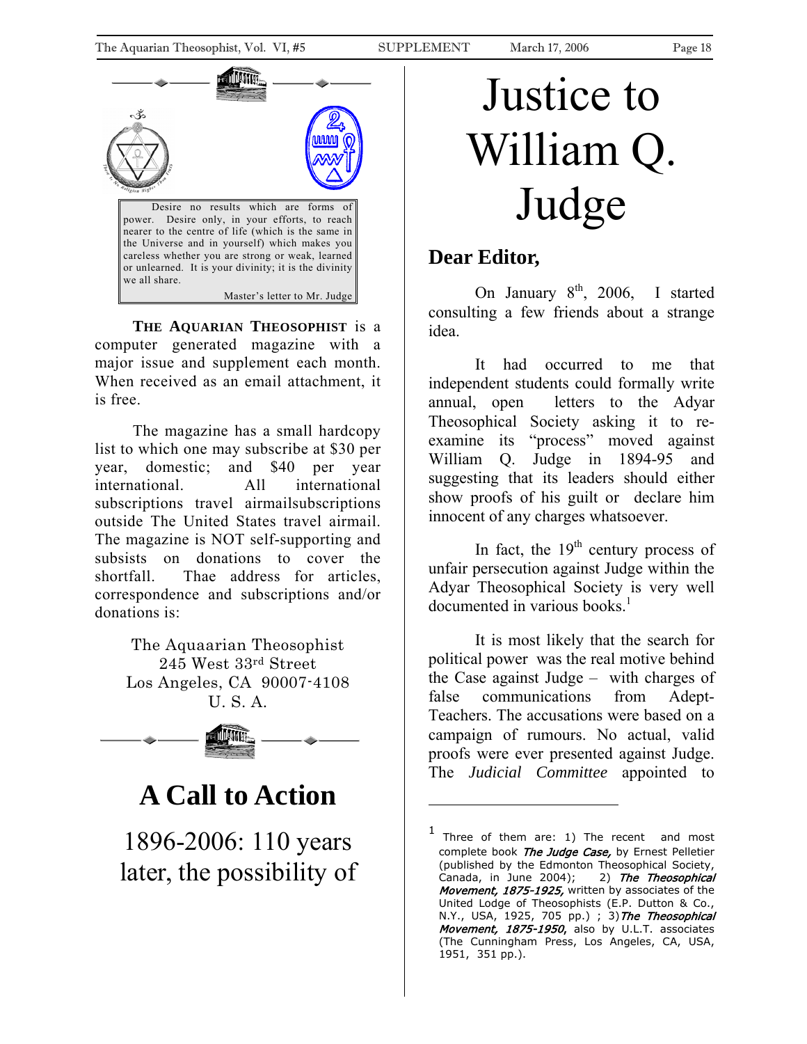> Desire no results which are forms of power. Desire only, in your efforts, to reach nearer to the centre of life (which is the same in the Universe and in yourself) which makes you careless whether you are strong or weak, learned or unlearned. It is your divinity; it is the divinity we all share.
>
> Master's letter to Mr. Judge

**THE AQUARIAN THEOSOPHIST** is a computer generated magazine with a major issue and supplement each month. When received as an email attachment, it is free.

The magazine has a small hardcopy list to which one may subscribe at $30 per year, domestic; and $40 per year international. All international subscriptions travel airmailsubscriptions outside The United States travel airmail. The magazine is NOT self-supporting and subsists on donations to cover the shortfall. Thae address for articles, correspondence and subscriptions and/or donations is:

The Aquaarian Theosophist
245 West 33rd Street
Los Angeles, CA 90007-4108
U. S. A.

# A Call to Action

## 1896-2006: 110 years later, the possibility of

# Justice to William Q. Judge

## Dear Editor,

On January 8th, 2006, I started consulting a few friends about a strange idea.

It had occurred to me that independent students could formally write annual, open letters to the Adyar Theosophical Society asking it to re-examine its "process" moved against William Q. Judge in 1894-95 and suggesting that its leaders should either show proofs of his guilt or declare him innocent of any charges whatsoever.

In fact, the 19th century process of unfair persecution against Judge within the Adyar Theosophical Society is very well documented in various books.[1]

It is most likely that the search for political power was the real motive behind the Case against Judge – with charges of false communications from Adept-Teachers. The accusations were based on a campaign of rumours. No actual, valid proofs were ever presented against Judge. The *Judicial Committee* appointed to

---

[1] Three of them are: 1) The recent and most complete book *The Judge Case,* by Ernest Pelletier (published by the Edmonton Theosophical Society, Canada, in June 2004); 2) *The Theosophical Movement, 1875-1925,* written by associates of the United Lodge of Theosophists (E.P. Dutton & Co., N.Y., USA, 1925, 705 pp.) ; 3) *The Theosophical Movement, 1875-1950,* also by U.L.T. associates (The Cunningham Press, Los Angeles, CA, USA, 1951, 351 pp.).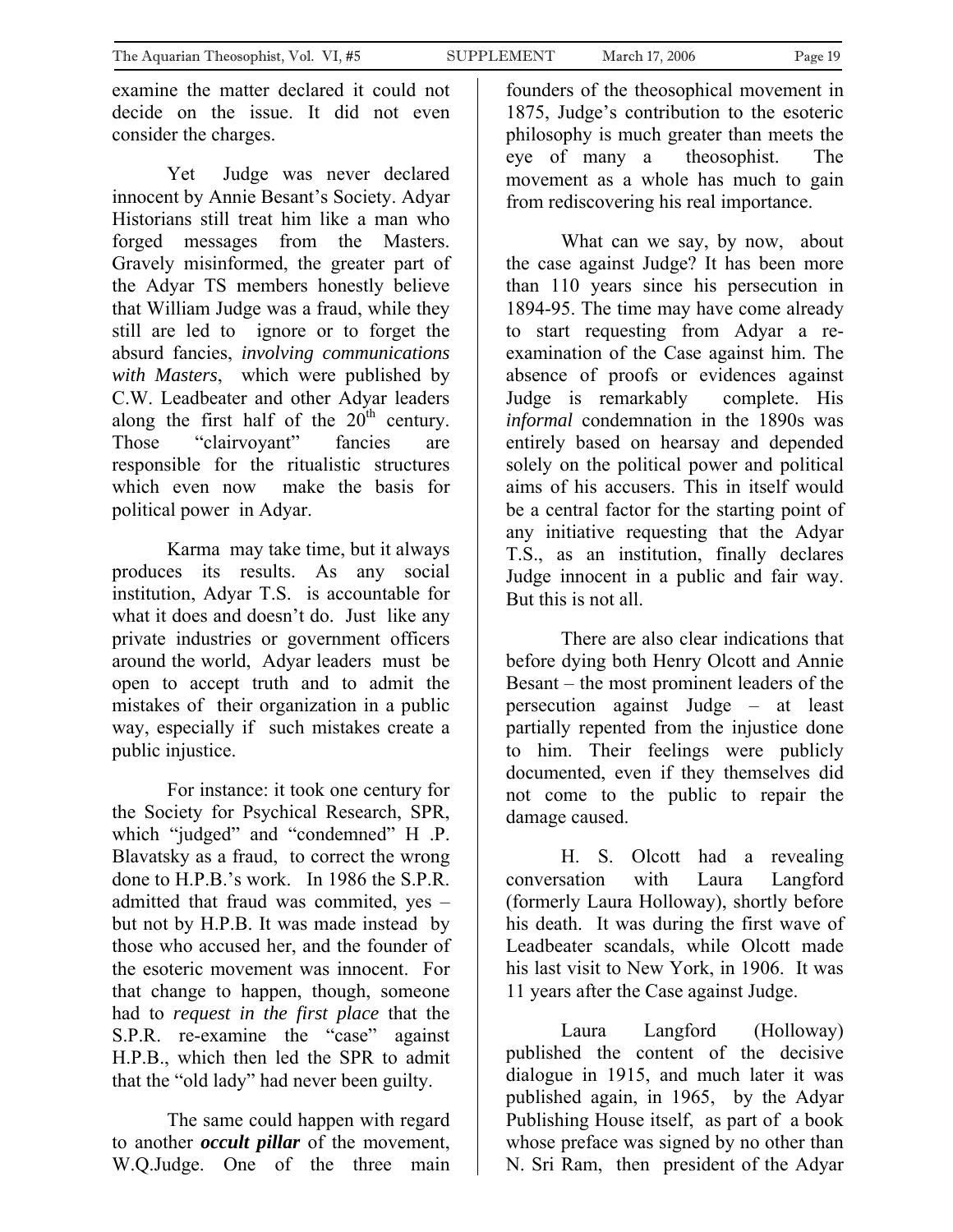examine the matter declared it could not decide on the issue. It did not even consider the charges.

Yet Judge was never declared innocent by Annie Besant's Society. Adyar Historians still treat him like a man who forged messages from the Masters. Gravely misinformed, the greater part of the Adyar TS members honestly believe that William Judge was a fraud, while they still are led to ignore or to forget the absurd fancies, *involving communications with Masters*, which were published by C.W. Leadbeater and other Adyar leaders along the first half of the 20th century. Those "clairvoyant" fancies are responsible for the ritualistic structures which even now make the basis for political power in Adyar.

Karma may take time, but it always produces its results. As any social institution, Adyar T.S. is accountable for what it does and doesn't do. Just like any private industries or government officers around the world, Adyar leaders must be open to accept truth and to admit the mistakes of their organization in a public way, especially if such mistakes create a public injustice.

For instance: it took one century for the Society for Psychical Research, SPR, which "judged" and "condemned" H .P. Blavatsky as a fraud, to correct the wrong done to H.P.B.'s work. In 1986 the S.P.R. admitted that fraud was commited, yes – but not by H.P.B. It was made instead by those who accused her, and the founder of the esoteric movement was innocent. For that change to happen, though, someone had to *request in the first place* that the S.P.R. re-examine the "case" against H.P.B., which then led the SPR to admit that the "old lady" had never been guilty.

The same could happen with regard to another ***occult pillar*** of the movement, W.Q.Judge. One of the three main founders of the theosophical movement in 1875, Judge's contribution to the esoteric philosophy is much greater than meets the eye of many a theosophist. The movement as a whole has much to gain from rediscovering his real importance.

What can we say, by now, about the case against Judge? It has been more than 110 years since his persecution in 1894-95. The time may have come already to start requesting from Adyar a re-examination of the Case against him. The absence of proofs or evidences against Judge is remarkably complete. His *informal* condemnation in the 1890s was entirely based on hearsay and depended solely on the political power and political aims of his accusers. This in itself would be a central factor for the starting point of any initiative requesting that the Adyar T.S., as an institution, finally declares Judge innocent in a public and fair way. But this is not all.

There are also clear indications that before dying both Henry Olcott and Annie Besant – the most prominent leaders of the persecution against Judge – at least partially repented from the injustice done to him. Their feelings were publicly documented, even if they themselves did not come to the public to repair the damage caused.

H. S. Olcott had a revealing conversation with Laura Langford (formerly Laura Holloway), shortly before his death. It was during the first wave of Leadbeater scandals, while Olcott made his last visit to New York, in 1906. It was 11 years after the Case against Judge.

Laura Langford (Holloway) published the content of the decisive dialogue in 1915, and much later it was published again, in 1965, by the Adyar Publishing House itself, as part of a book whose preface was signed by no other than N. Sri Ram, then president of the Adyar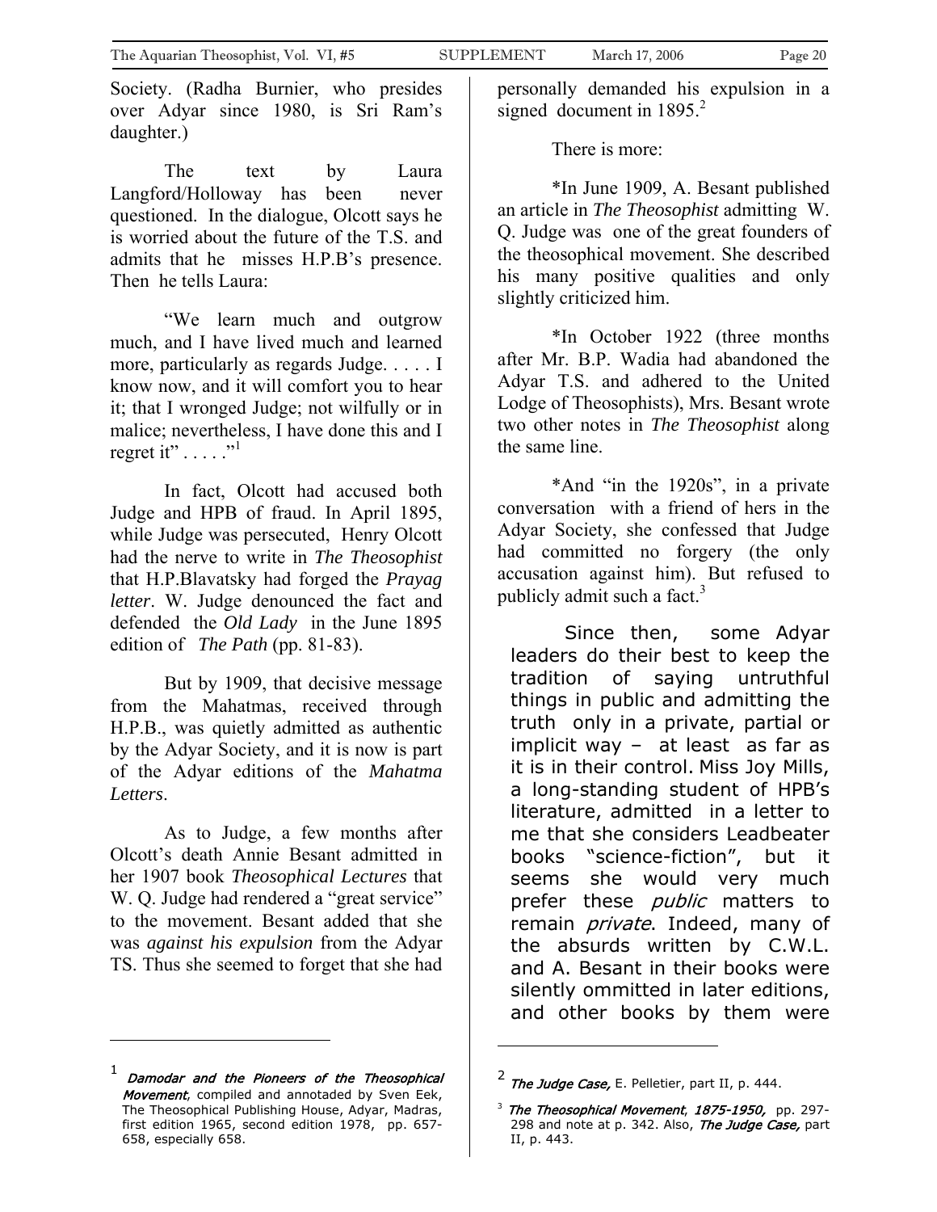Society. (Radha Burnier, who presides over Adyar since 1980, is Sri Ram's daughter.)

The text by Laura Langford/Holloway has been never questioned. In the dialogue, Olcott says he is worried about the future of the T.S. and admits that he misses H.P.B's presence. Then he tells Laura:

"We learn much and outgrow much, and I have lived much and learned more, particularly as regards Judge. . . . . I know now, and it will comfort you to hear it; that I wronged Judge; not wilfully or in malice; nevertheless, I have done this and I regret it" . . . . ."[1]

In fact, Olcott had accused both Judge and HPB of fraud. In April 1895, while Judge was persecuted, Henry Olcott had the nerve to write in *The Theosophist* that H.P.Blavatsky had forged the *Prayag letter*. W. Judge denounced the fact and defended the *Old Lady* in the June 1895 edition of *The Path* (pp. 81-83).

But by 1909, that decisive message from the Mahatmas, received through H.P.B., was quietly admitted as authentic by the Adyar Society, and it is now is part of the Adyar editions of the *Mahatma Letters*.

As to Judge, a few months after Olcott's death Annie Besant admitted in her 1907 book *Theosophical Lectures* that W. Q. Judge had rendered a "great service" to the movement. Besant added that she was *against his expulsion* from the Adyar TS. Thus she seemed to forget that she had personally demanded his expulsion in a signed document in 1895.[2]

There is more:

*In June 1909, A. Besant published an article in *The Theosophist* admitting W. Q. Judge was one of the great founders of the theosophical movement. She described his many positive qualities and only slightly criticized him.

*In October 1922 (three months after Mr. B.P. Wadia had abandoned the Adyar T.S. and adhered to the United Lodge of Theosophists), Mrs. Besant wrote two other notes in *The Theosophist* along the same line.

*And "in the 1920s", in a private conversation with a friend of hers in the Adyar Society, she confessed that Judge had committed no forgery (the only accusation against him). But refused to publicly admit such a fact.[3]

Since then, some Adyar leaders do their best to keep the tradition of saying untruthful things in public and admitting the truth only in a private, partial or implicit way – at least as far as it is in their control. Miss Joy Mills, a long-standing student of HPB's literature, admitted in a letter to me that she considers Leadbeater books "science-fiction", but it seems she would very much prefer these *public* matters to remain *private*. Indeed, many of the absurds written by C.W.L. and A. Besant in their books were silently ommitted in later editions, and other books by them were

---

[1] ***Damodar and the Pioneers of the Theosophical Movement***, compiled and annotated by Sven Eek, The Theosophical Publishing House, Adyar, Madras, first edition 1965, second edition 1978, pp. 657-658, especially 658.

[2] ***The Judge Case,*** E. Pelletier, part II, p. 444.

[3] ***The Theosophical Movement**, **1875-1950,*** pp. 297-298 and note at p. 342. Also, ***The Judge Case,*** part II, p. 443.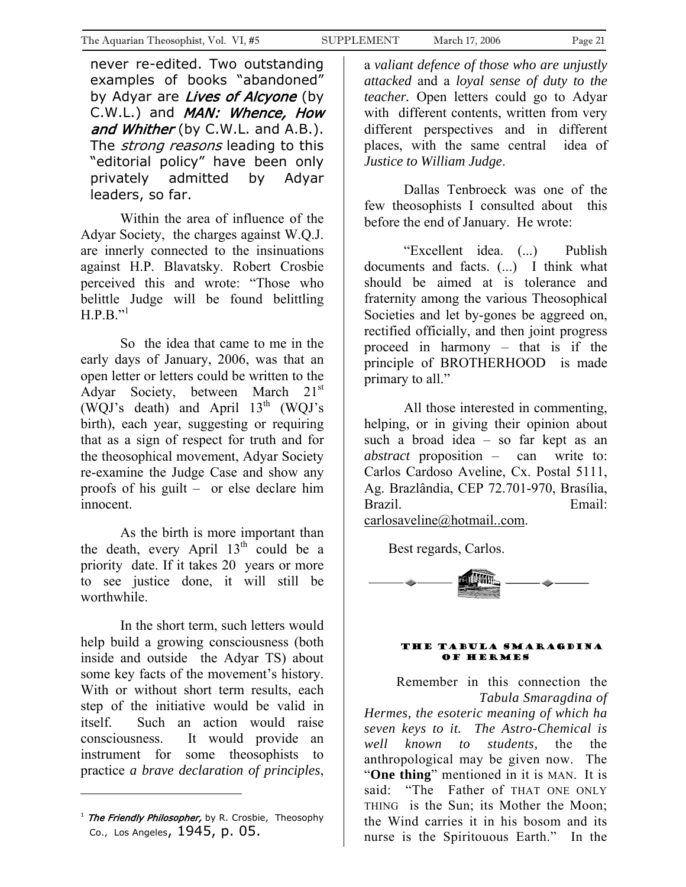never re-edited. Two outstanding examples of books "abandoned" by Adyar are *Lives of Alcyone* (by C.W.L.) and *MAN: Whence, How and Whither* (by C.W.L. and A.B.). The *strong reasons* leading to this "editorial policy" have been only privately admitted by Adyar leaders, so far.

Within the area of influence of the Adyar Society, the charges against W.Q.J. are innerly connected to the insinuations against H.P. Blavatsky. Robert Crosbie perceived this and wrote: "Those who belittle Judge will be found belittling H.P.B."[1]

So the idea that came to me in the early days of January, 2006, was that an open letter or letters could be written to the Adyar Society, between March 21st (WQJ's death) and April 13th (WQJ's birth), each year, suggesting or requiring that as a sign of respect for truth and for the theosophical movement, Adyar Society re-examine the Judge Case and show any proofs of his guilt – or else declare him innocent.

As the birth is more important than the death, every April 13th could be a priority date. If it takes 20 years or more to see justice done, it will still be worthwhile.

In the short term, such letters would help build a growing consciousness (both inside and outside the Adyar TS) about some key facts of the movement's history. With or without short term results, each step of the initiative would be valid in itself. Such an action would raise consciousness. It would provide an instrument for some theosophists to practice *a brave declaration of principles*, a *valiant defence of those who are unjustly attacked* and a *loyal sense of duty to the teacher.* Open letters could go to Adyar with different contents, written from very different perspectives and in different places, with the same central idea of *Justice to William Judge*.

Dallas Tenbroeck was one of the few theosophists I consulted about this before the end of January. He wrote:

"Excellent idea. (...) Publish documents and facts. (...) I think what should be aimed at is tolerance and fraternity among the various Theosophical Societies and let by-gones be aggreed on, rectified officially, and then joint progress proceed in harmony – that is if the principle of BROTHERHOOD is made primary to all."

All those interested in commenting, helping, or in giving their opinion about such a broad idea – so far kept as an *abstract* proposition – can write to: Carlos Cardoso Aveline, Cx. Postal 5111, Ag. Brazlândia, CEP 72.701-970, Brasília, Brazil. Email: carlosaveline@hotmail..com.

Best regards, Carlos.

[1] *The Friendly Philosopher,* by R. Crosbie, Theosophy Co., Los Angeles, 1945, p. 05.

## THE TABULA SMARAGDINA OF HERMES

Remember in this connection the *Tabula Smaragdina of Hermes, the esoteric meaning of which ha seven keys to it. The Astro-Chemical is well known to students,* the the anthropological may be given now. The "**One thing**" mentioned in it is MAN. It is said: "The Father of THAT ONE ONLY THING is the Sun; its Mother the Moon; the Wind carries it in his bosom and its nurse is the Spiritouous Earth." In the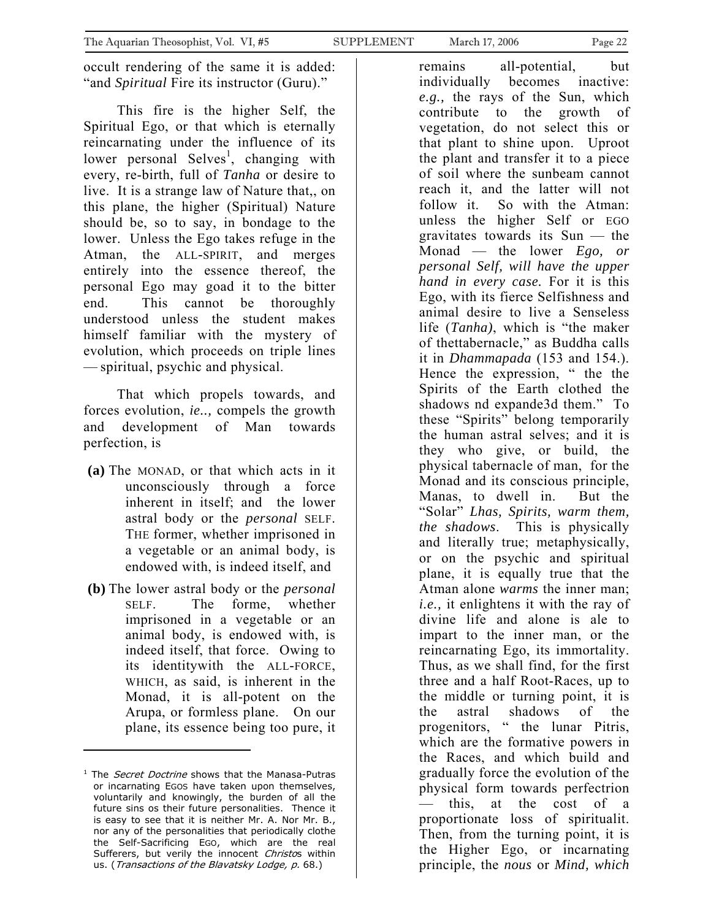occult rendering of the same it is added: "and *Spiritual* Fire its instructor (Guru)."

This fire is the higher Self, the Spiritual Ego, or that which is eternally reincarnating under the influence of its lower personal Selves[1], changing with every, re-birth, full of *Tanha* or desire to live. It is a strange law of Nature that,, on this plane, the higher (Spiritual) Nature should be, so to say, in bondage to the lower. Unless the Ego takes refuge in the Atman, the ALL-SPIRIT, and merges entirely into the essence thereof, the personal Ego may goad it to the bitter end. This cannot be thoroughly understood unless the student makes himself familiar with the mystery of evolution, which proceeds on triple lines — spiritual, psychic and physical.

That which propels towards, and forces evolution, *ie..,* compels the growth and development of Man towards perfection, is

**(a)** The MONAD, or that which acts in it unconsciously through a force inherent in itself; and the lower astral body or the *personal* SELF. THE former, whether imprisoned in a vegetable or an animal body, is endowed with, is indeed itself, and

**(b)** The lower astral body or the *personal* SELF. The forme, whether imprisoned in a vegetable or an animal body, is endowed with, is indeed itself, that force. Owing to its identitywith the ALL-FORCE, WHICH, as said, is inherent in the Monad, it is all-potent on the Arupa, or formless plane. On our plane, its essence being too pure, it remains all-potential, but individually becomes inactive: *e.g.,* the rays of the Sun, which contribute to the growth of vegetation, do not select this or that plant to shine upon. Uproot the plant and transfer it to a piece of soil where the sunbeam cannot reach it, and the latter will not follow it. So with the Atman: unless the higher Self or EGO gravitates towards its Sun — the Monad — the lower *Ego, or personal Self, will have the upper hand in every case.* For it is this Ego, with its fierce Selfishness and animal desire to live a Senseless life (*Tanha)*, which is "the maker of thettabernacle," as Buddha calls it in *Dhammapada* (153 and 154.). Hence the expression, " the the Spirits of the Earth clothed the shadows nd expande3d them." To these "Spirits" belong temporarily the human astral selves; and it is they who give, or build, the physical tabernacle of man, for the Monad and its conscious principle, Manas, to dwell in. But the "Solar" *Lhas, Spirits, warm them, the shadows*. This is physically and literally true; metaphysically, or on the psychic and spiritual plane, it is equally true that the Atman alone *warms* the inner man; *i.e.,* it enlightens it with the ray of divine life and alone is ale to impart to the inner man, or the reincarnating Ego, its immortality. Thus, as we shall find, for the first three and a half Root-Races, up to the middle or turning point, it is the astral shadows of the progenitors, " the lunar Pitris, which are the formative powers in the Races, and which build and gradually force the evolution of the physical form towards perfectrion — this, at the cost of a proportionate loss of spiritualit. Then, from the turning point, it is the Higher Ego, or incarnating principle, the *nous* or *Mind, which*

---

[1] The *Secret Doctrine* shows that the Manasa-Putras or incarnating EGOS have taken upon themselves, voluntarily and knowingly, the burden of all the future sins os their future personalities. Thence it is easy to see that it is neither Mr. A. Nor Mr. B., nor any of the personalities that periodically clothe the Self-Sacrificing EGO, which are the real Sufferers, but verily the innocent *Christo*s within us. (*Transactions of the Blavatsky Lodge, p.* 68.)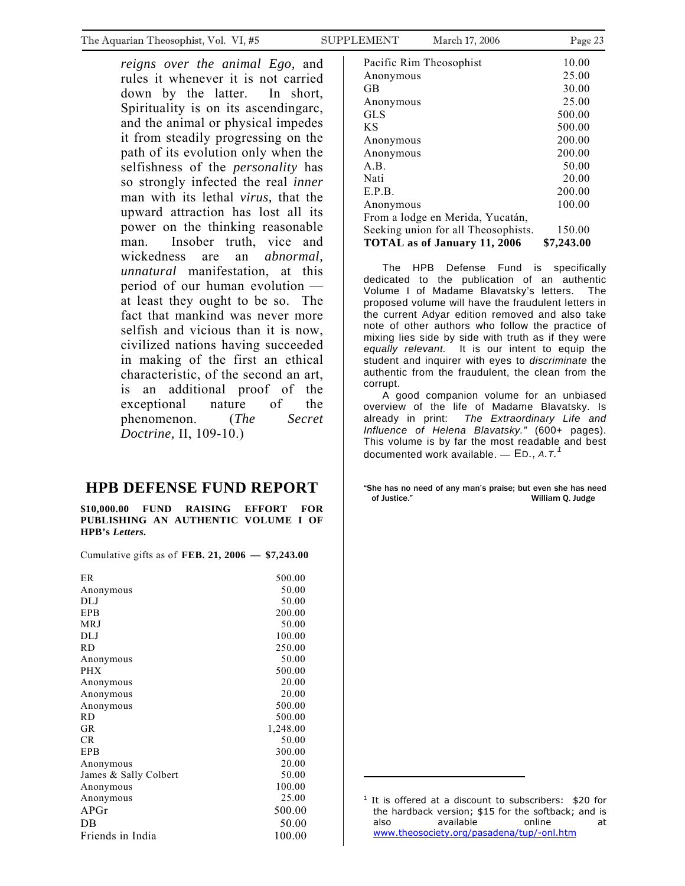*reigns over the animal Ego,* and rules it whenever it is not carried down by the latter. In short, Spirituality is on its ascendingarc, and the animal or physical impedes it from steadily progressing on the path of its evolution only when the selfishness of the *personality* has so strongly infected the real *inner* man with its lethal *virus,* that the upward attraction has lost all its power on the thinking reasonable man. Insober truth, vice and wickedness are an *abnormal, unnatural* manifestation, at this period of our human evolution — at least they ought to be so. The fact that mankind was never more selfish and vicious than it is now, civilized nations having succeeded in making of the first an ethical characteristic, of the second an art, is an additional proof of the exceptional nature of the phenomenon. (*The Secret Doctrine,* II, 109-10.)

## HPB DEFENSE FUND REPORT

**$10,000.00 FUND RAISING EFFORT FOR PUBLISHING AN AUTHENTIC VOLUME I OF HPB's *Letters.***

Cumulative gifts as of **FEB. 21, 2006 — $7,243.00**

| | |
|---|---|
| ER | 500.00 |
| Anonymous | 50.00 |
| DLJ | 50.00 |
| EPB | 200.00 |
| MRJ | 50.00 |
| DLJ | 100.00 |
| RD | 250.00 |
| Anonymous | 50.00 |
| PHX | 500.00 |
| Anonymous | 20.00 |
| Anonymous | 20.00 |
| Anonymous | 500.00 |
| RD | 500.00 |
| GR | 1,248.00 |
| CR | 50.00 |
| EPB | 300.00 |
| Anonymous | 20.00 |
| James & Sally Colbert | 50.00 |
| Anonymous | 100.00 |
| Anonymous | 25.00 |
| APGr | 500.00 |
| DB | 50.00 |
| Friends in India | 100.00 |
| Pacific Rim Theosophist | 10.00 |
| Anonymous | 25.00 |
| GB | 30.00 |
| Anonymous | 25.00 |
| GLS | 500.00 |
| KS | 500.00 |
| Anonymous | 200.00 |
| Anonymous | 200.00 |
| A.B. | 50.00 |
| Nati | 20.00 |
| E.P.B. | 200.00 |
| Anonymous | 100.00 |
| From a lodge en Merida, Yucatán, Seeking union for all Theosophists. | 150.00 |
| **TOTAL as of January 11, 2006** | **$7,243.00** |

The HPB Defense Fund is specifically dedicated to the publication of an authentic Volume I of Madame Blavatsky's letters. The proposed volume will have the fraudulent letters in the current Adyar edition removed and also take note of other authors who follow the practice of mixing lies side by side with truth as if they were *equally relevant.* It is our intent to equip the student and inquirer with eyes to *discriminate* the authentic from the fraudulent, the clean from the corrupt.

A good companion volume for an unbiased overview of the life of Madame Blavatsky. Is already in print: *The Extraordinary Life and Influence of Helena Blavatsky."* (600+ pages). This volume is by far the most readable and best documented work available. — ED., *A.T.*[1]

**"She has no need of any man's praise; but even she has need of Justice." William Q. Judge**

---

[1] It is offered at a discount to subscribers: $20 for the hardback version; $15 for the softback; and is also available online at www.theosociety.org/pasadena/tup/-onl.htm